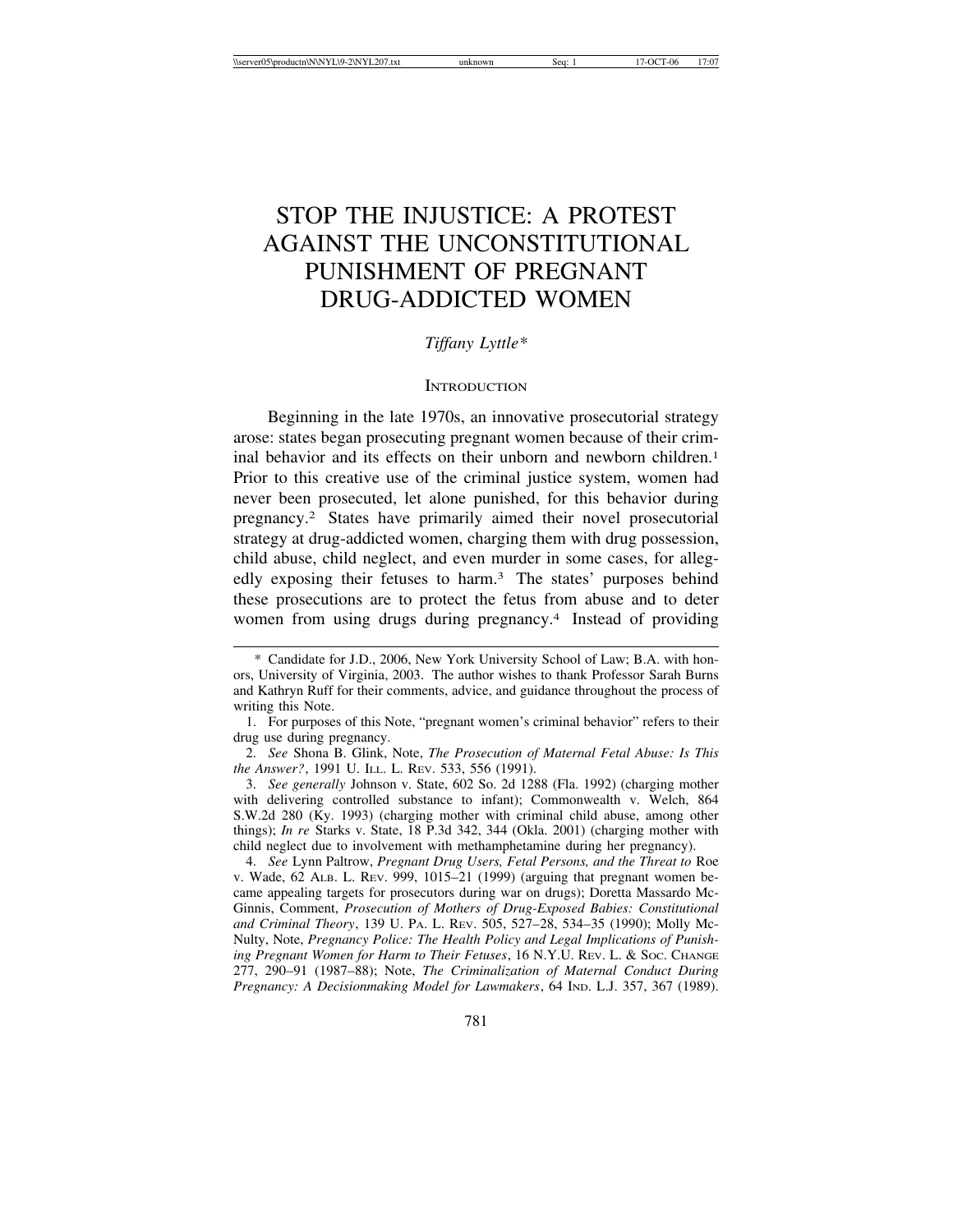# STOP THE INJUSTICE: A PROTEST AGAINST THE UNCONSTITUTIONAL PUNISHMENT OF PREGNANT DRUG-ADDICTED WOMEN

*Tiffany Lyttle\**

## INTRODUCTION

Beginning in the late 1970s, an innovative prosecutorial strategy arose: states began prosecuting pregnant women because of their criminal behavior and its effects on their unborn and newborn children.[1] Prior to this creative use of the criminal justice system, women had never been prosecuted, let alone punished, for this behavior during pregnancy.[2] States have primarily aimed their novel prosecutorial strategy at drug-addicted women, charging them with drug possession, child abuse, child neglect, and even murder in some cases, for allegedly exposing their fetuses to harm.[3] The states' purposes behind these prosecutions are to protect the fetus from abuse and to deter women from using drugs during pregnancy.[4] Instead of providing

---

\* Candidate for J.D., 2006, New York University School of Law; B.A. with honors, University of Virginia, 2003. The author wishes to thank Professor Sarah Burns and Kathryn Ruff for their comments, advice, and guidance throughout the process of writing this Note.

1. For purposes of this Note, "pregnant women's criminal behavior" refers to their drug use during pregnancy.

2. *See* Shona B. Glink, Note, *The Prosecution of Maternal Fetal Abuse: Is This the Answer?*, 1991 U. ILL. L. REV. 533, 556 (1991).

3. *See generally* Johnson v. State, 602 So. 2d 1288 (Fla. 1992) (charging mother with delivering controlled substance to infant); Commonwealth v. Welch, 864 S.W.2d 280 (Ky. 1993) (charging mother with criminal child abuse, among other things); *In re* Starks v. State, 18 P.3d 342, 344 (Okla. 2001) (charging mother with child neglect due to involvement with methamphetamine during her pregnancy).

4. *See* Lynn Paltrow, *Pregnant Drug Users, Fetal Persons, and the Threat to* Roe v. Wade, 62 ALB. L. REV. 999, 1015–21 (1999) (arguing that pregnant women became appealing targets for prosecutors during war on drugs); Doretta Massardo McGinnis, Comment, *Prosecution of Mothers of Drug-Exposed Babies: Constitutional and Criminal Theory*, 139 U. PA. L. REV. 505, 527–28, 534–35 (1990); Molly McNulty, Note, *Pregnancy Police: The Health Policy and Legal Implications of Punishing Pregnant Women for Harm to Their Fetuses*, 16 N.Y.U. REV. L. & SOC. CHANGE 277, 290–91 (1987–88); Note, *The Criminalization of Maternal Conduct During Pregnancy: A Decisionmaking Model for Lawmakers*, 64 IND. L.J. 357, 367 (1989).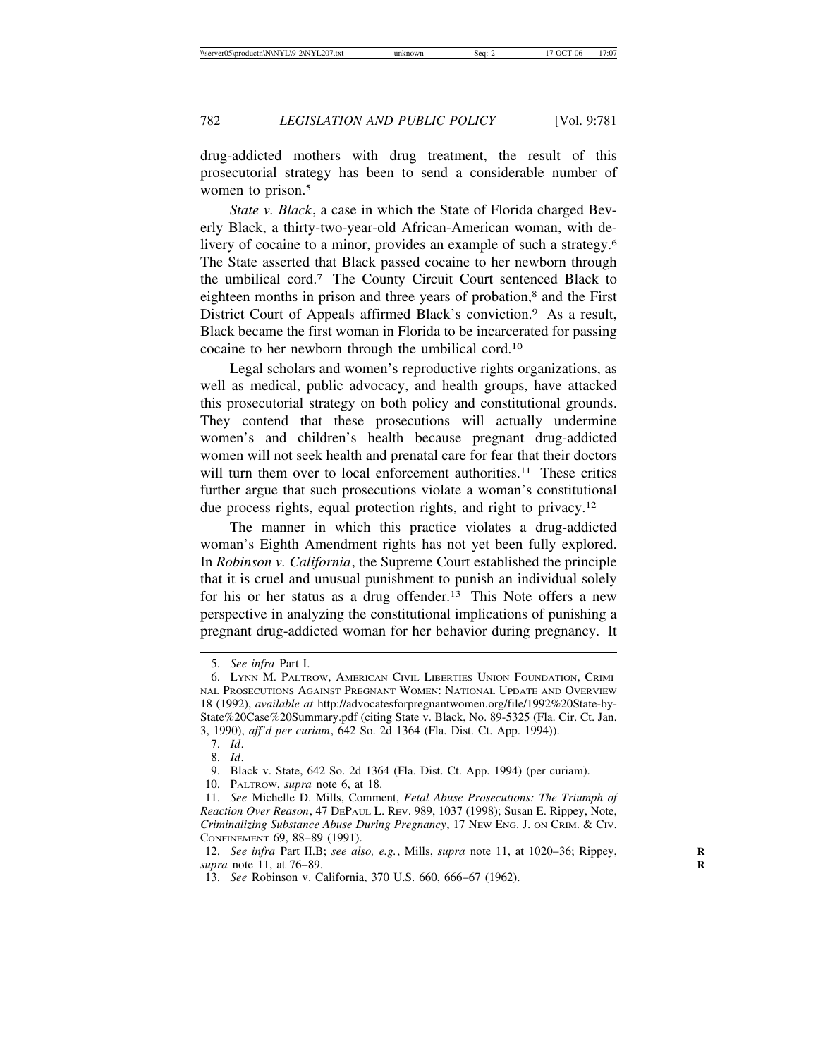drug-addicted mothers with drug treatment, the result of this prosecutorial strategy has been to send a considerable number of women to prison.[5]

*State v. Black*, a case in which the State of Florida charged Beverly Black, a thirty-two-year-old African-American woman, with delivery of cocaine to a minor, provides an example of such a strategy.[6] The State asserted that Black passed cocaine to her newborn through the umbilical cord.[7] The County Circuit Court sentenced Black to eighteen months in prison and three years of probation,[8] and the First District Court of Appeals affirmed Black's conviction.[9] As a result, Black became the first woman in Florida to be incarcerated for passing cocaine to her newborn through the umbilical cord.[10]

Legal scholars and women's reproductive rights organizations, as well as medical, public advocacy, and health groups, have attacked this prosecutorial strategy on both policy and constitutional grounds. They contend that these prosecutions will actually undermine women's and children's health because pregnant drug-addicted women will not seek health and prenatal care for fear that their doctors will turn them over to local enforcement authorities.[11] These critics further argue that such prosecutions violate a woman's constitutional due process rights, equal protection rights, and right to privacy.[12]

The manner in which this practice violates a drug-addicted woman's Eighth Amendment rights has not yet been fully explored. In *Robinson v. California*, the Supreme Court established the principle that it is cruel and unusual punishment to punish an individual solely for his or her status as a drug offender.[13] This Note offers a new perspective in analyzing the constitutional implications of punishing a pregnant drug-addicted woman for her behavior during pregnancy. It

---

5. *See infra* Part I.

6. Lynn M. Paltrow, American Civil Liberties Union Foundation, Criminal Prosecutions Against Pregnant Women: National Update and Overview 18 (1992), *available at* http://advocatesforpregnantwomen.org/file/1992%20State-by-State%20Case%20Summary.pdf (citing State v. Black, No. 89-5325 (Fla. Cir. Ct. Jan. 3, 1990), *aff'd per curiam*, 642 So. 2d 1364 (Fla. Dist. Ct. App. 1994)).

7. *Id*.

8. *Id*.

9. Black v. State, 642 So. 2d 1364 (Fla. Dist. Ct. App. 1994) (per curiam).

10. Paltrow, *supra* note 6, at 18.

11. *See* Michelle D. Mills, Comment, *Fetal Abuse Prosecutions: The Triumph of Reaction Over Reason*, 47 DePaul L. Rev. 989, 1037 (1998); Susan E. Rippey, Note, *Criminalizing Substance Abuse During Pregnancy*, 17 New Eng. J. on Crim. & Civ. Confinement 69, 88–89 (1991).

12. *See infra* Part II.B; *see also, e.g.*, Mills, *supra* note 11, at 1020–36; Rippey, *supra* note 11, at 76–89.

13. *See* Robinson v. California, 370 U.S. 660, 666–67 (1962).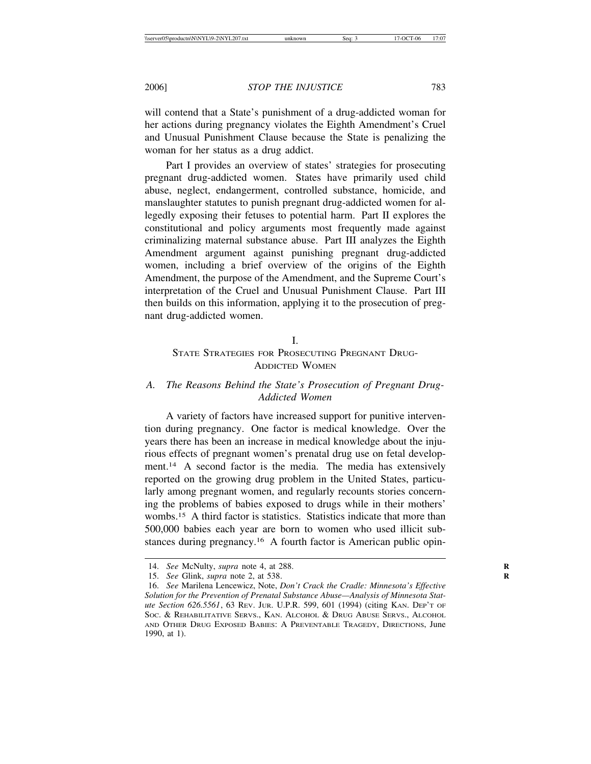will contend that a State's punishment of a drug-addicted woman for her actions during pregnancy violates the Eighth Amendment's Cruel and Unusual Punishment Clause because the State is penalizing the woman for her status as a drug addict.

Part I provides an overview of states' strategies for prosecuting pregnant drug-addicted women. States have primarily used child abuse, neglect, endangerment, controlled substance, homicide, and manslaughter statutes to punish pregnant drug-addicted women for allegedly exposing their fetuses to potential harm. Part II explores the constitutional and policy arguments most frequently made against criminalizing maternal substance abuse. Part III analyzes the Eighth Amendment argument against punishing pregnant drug-addicted women, including a brief overview of the origins of the Eighth Amendment, the purpose of the Amendment, and the Supreme Court's interpretation of the Cruel and Unusual Punishment Clause. Part III then builds on this information, applying it to the prosecution of pregnant drug-addicted women.

## I.
## STATE STRATEGIES FOR PROSECUTING PREGNANT DRUG-ADDICTED WOMEN

### A. *The Reasons Behind the State's Prosecution of Pregnant Drug-Addicted Women*

A variety of factors have increased support for punitive intervention during pregnancy. One factor is medical knowledge. Over the years there has been an increase in medical knowledge about the injurious effects of pregnant women's prenatal drug use on fetal development.[14] A second factor is the media. The media has extensively reported on the growing drug problem in the United States, particularly among pregnant women, and regularly recounts stories concerning the problems of babies exposed to drugs while in their mothers' wombs.[15] A third factor is statistics. Statistics indicate that more than 500,000 babies each year are born to women who used illicit substances during pregnancy.[16] A fourth factor is American public opin-

14. *See* McNulty, *supra* note 4, at 288.

15. *See* Glink, *supra* note 2, at 538.

16. *See* Marilena Lencewicz, Note, *Don't Crack the Cradle: Minnesota's Effective Solution for the Prevention of Prenatal Substance Abuse—Analysis of Minnesota Statute Section 626.5561*, 63 REV. JUR. U.P.R. 599, 601 (1994) (citing KAN. DEP'T OF SOC. & REHABILITATIVE SERVS., KAN. ALCOHOL & DRUG ABUSE SERVS., ALCOHOL AND OTHER DRUG EXPOSED BABIES: A PREVENTABLE TRAGEDY, DIRECTIONS, June 1990, at 1).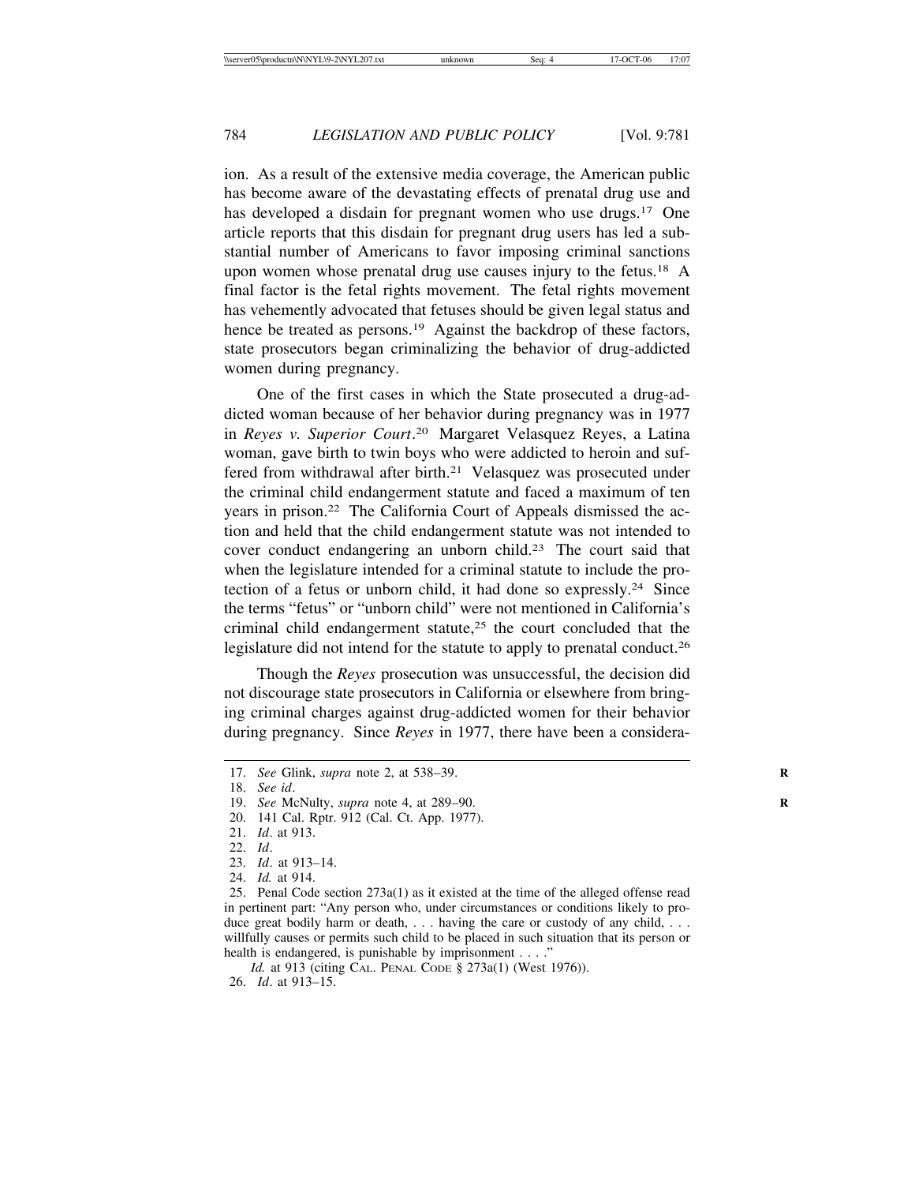ion. As a result of the extensive media coverage, the American public has become aware of the devastating effects of prenatal drug use and has developed a disdain for pregnant women who use drugs.[17] One article reports that this disdain for pregnant drug users has led a substantial number of Americans to favor imposing criminal sanctions upon women whose prenatal drug use causes injury to the fetus.[18] A final factor is the fetal rights movement. The fetal rights movement has vehemently advocated that fetuses should be given legal status and hence be treated as persons.[19] Against the backdrop of these factors, state prosecutors began criminalizing the behavior of drug-addicted women during pregnancy.

One of the first cases in which the State prosecuted a drug-addicted woman because of her behavior during pregnancy was in 1977 in *Reyes v. Superior Court*.[20] Margaret Velasquez Reyes, a Latina woman, gave birth to twin boys who were addicted to heroin and suffered from withdrawal after birth.[21] Velasquez was prosecuted under the criminal child endangerment statute and faced a maximum of ten years in prison.[22] The California Court of Appeals dismissed the action and held that the child endangerment statute was not intended to cover conduct endangering an unborn child.[23] The court said that when the legislature intended for a criminal statute to include the protection of a fetus or unborn child, it had done so expressly.[24] Since the terms "fetus" or "unborn child" were not mentioned in California's criminal child endangerment statute,[25] the court concluded that the legislature did not intend for the statute to apply to prenatal conduct.[26]

Though the *Reyes* prosecution was unsuccessful, the decision did not discourage state prosecutors in California or elsewhere from bringing criminal charges against drug-addicted women for their behavior during pregnancy. Since *Reyes* in 1977, there have been a considera-

---

17. *See* Glink, *supra* note 2, at 538–39.

18. *See id*.

19. *See* McNulty, *supra* note 4, at 289–90.

20. 141 Cal. Rptr. 912 (Cal. Ct. App. 1977).

21. *Id*. at 913.

22. *Id*.

23. *Id*. at 913–14.

24. *Id.* at 914.

25. Penal Code section 273a(1) as it existed at the time of the alleged offense read in pertinent part: "Any person who, under circumstances or conditions likely to produce great bodily harm or death, . . . having the care or custody of any child, . . . willfully causes or permits such child to be placed in such situation that its person or health is endangered, is punishable by imprisonment . . . ."

*Id.* at 913 (citing CAL. PENAL CODE § 273a(1) (West 1976)).

26. *Id*. at 913–15.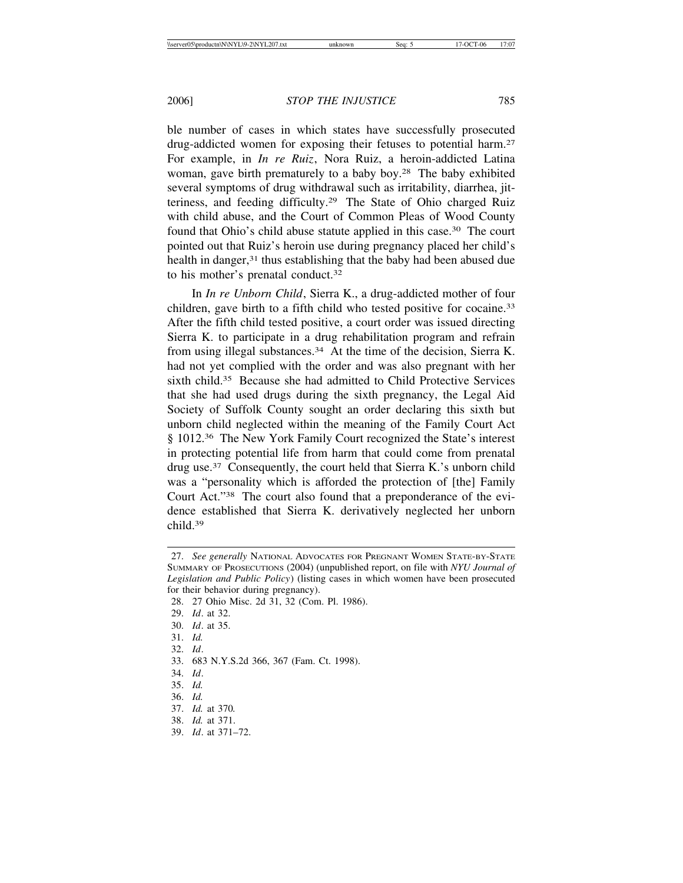ble number of cases in which states have successfully prosecuted drug-addicted women for exposing their fetuses to potential harm.[27] For example, in *In re Ruiz*, Nora Ruiz, a heroin-addicted Latina woman, gave birth prematurely to a baby boy.[28] The baby exhibited several symptoms of drug withdrawal such as irritability, diarrhea, jitteriness, and feeding difficulty.[29] The State of Ohio charged Ruiz with child abuse, and the Court of Common Pleas of Wood County found that Ohio's child abuse statute applied in this case.[30] The court pointed out that Ruiz's heroin use during pregnancy placed her child's health in danger,[31] thus establishing that the baby had been abused due to his mother's prenatal conduct.[32]

In *In re Unborn Child*, Sierra K., a drug-addicted mother of four children, gave birth to a fifth child who tested positive for cocaine.[33] After the fifth child tested positive, a court order was issued directing Sierra K. to participate in a drug rehabilitation program and refrain from using illegal substances.[34] At the time of the decision, Sierra K. had not yet complied with the order and was also pregnant with her sixth child.[35] Because she had admitted to Child Protective Services that she had used drugs during the sixth pregnancy, the Legal Aid Society of Suffolk County sought an order declaring this sixth but unborn child neglected within the meaning of the Family Court Act § 1012.[36] The New York Family Court recognized the State's interest in protecting potential life from harm that could come from prenatal drug use.[37] Consequently, the court held that Sierra K.'s unborn child was a "personality which is afforded the protection of [the] Family Court Act."[38] The court also found that a preponderance of the evidence established that Sierra K. derivatively neglected her unborn child.[39]

---

27. *See generally* National Advocates for Pregnant Women State-by-State Summary of Prosecutions (2004) (unpublished report, on file with *NYU Journal of Legislation and Public Policy*) (listing cases in which women have been prosecuted for their behavior during pregnancy).

28. 27 Ohio Misc. 2d 31, 32 (Com. Pl. 1986).

29. *Id*. at 32.

30. *Id*. at 35.

31. *Id.*

32. *Id*.

33. 683 N.Y.S.2d 366, 367 (Fam. Ct. 1998).

34. *Id*.

35. *Id.*

36. *Id.*

37. *Id.* at 370*.*

38. *Id.* at 371.

39. *Id*. at 371–72.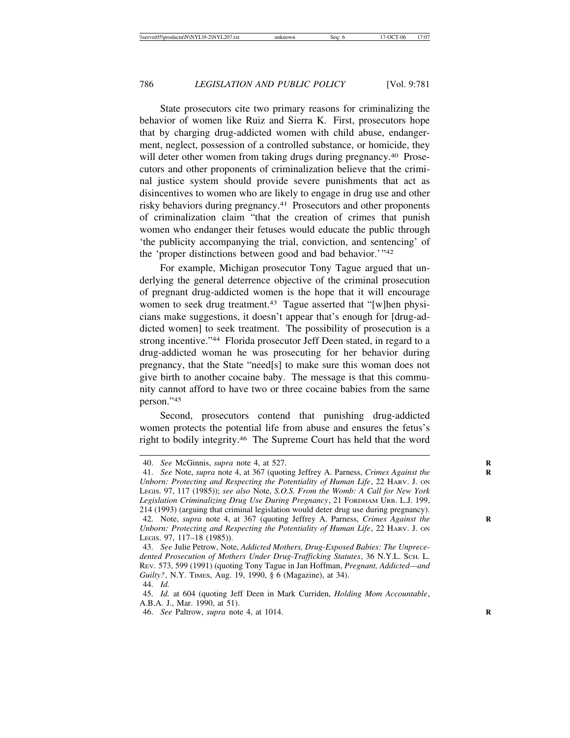State prosecutors cite two primary reasons for criminalizing the behavior of women like Ruiz and Sierra K. First, prosecutors hope that by charging drug-addicted women with child abuse, endangerment, neglect, possession of a controlled substance, or homicide, they will deter other women from taking drugs during pregnancy.[40] Prosecutors and other proponents of criminalization believe that the criminal justice system should provide severe punishments that act as disincentives to women who are likely to engage in drug use and other risky behaviors during pregnancy.[41] Prosecutors and other proponents of criminalization claim "that the creation of crimes that punish women who endanger their fetuses would educate the public through 'the publicity accompanying the trial, conviction, and sentencing' of the 'proper distinctions between good and bad behavior.'"[42]

For example, Michigan prosecutor Tony Tague argued that underlying the general deterrence objective of the criminal prosecution of pregnant drug-addicted women is the hope that it will encourage women to seek drug treatment.[43] Tague asserted that "[w]hen physicians make suggestions, it doesn't appear that's enough for [drug-addicted women] to seek treatment. The possibility of prosecution is a strong incentive."[44] Florida prosecutor Jeff Deen stated, in regard to a drug-addicted woman he was prosecuting for her behavior during pregnancy, that the State "need[s] to make sure this woman does not give birth to another cocaine baby. The message is that this community cannot afford to have two or three cocaine babies from the same person."[45]

Second, prosecutors contend that punishing drug-addicted women protects the potential life from abuse and ensures the fetus's right to bodily integrity.[46] The Supreme Court has held that the word

---

40. *See* McGinnis, *supra* note 4, at 527.

41. *See* Note, *supra* note 4, at 367 (quoting Jeffrey A. Parness, *Crimes Against the Unborn: Protecting and Respecting the Potentiality of Human Life*, 22 HARV. J. ON LEGIS. 97, 117 (1985)); *see also* Note, *S.O.S. From the Womb: A Call for New York Legislation Criminalizing Drug Use During Pregnancy*, 21 FORDHAM URB. L.J. 199, 214 (1993) (arguing that criminal legislation would deter drug use during pregnancy).

42. Note, *supra* note 4, at 367 (quoting Jeffrey A. Parness, *Crimes Against the Unborn: Protecting and Respecting the Potentiality of Human Life*, 22 HARV. J. ON LEGIS. 97, 117–18 (1985)).

43. *See* Julie Petrow, Note, *Addicted Mothers, Drug-Exposed Babies: The Unprecedented Prosecution of Mothers Under Drug-Trafficking Statutes*, 36 N.Y.L. SCH. L. REV. 573, 599 (1991) (quoting Tony Tague in Jan Hoffman, *Pregnant, Addicted—and Guilty?*, N.Y. TIMES, Aug. 19, 1990, § 6 (Magazine), at 34).

44. *Id.*

45. *Id.* at 604 (quoting Jeff Deen in Mark Curriden, *Holding Mom Accountable*, A.B.A. J., Mar. 1990, at 51).

46. *See* Paltrow, *supra* note 4, at 1014.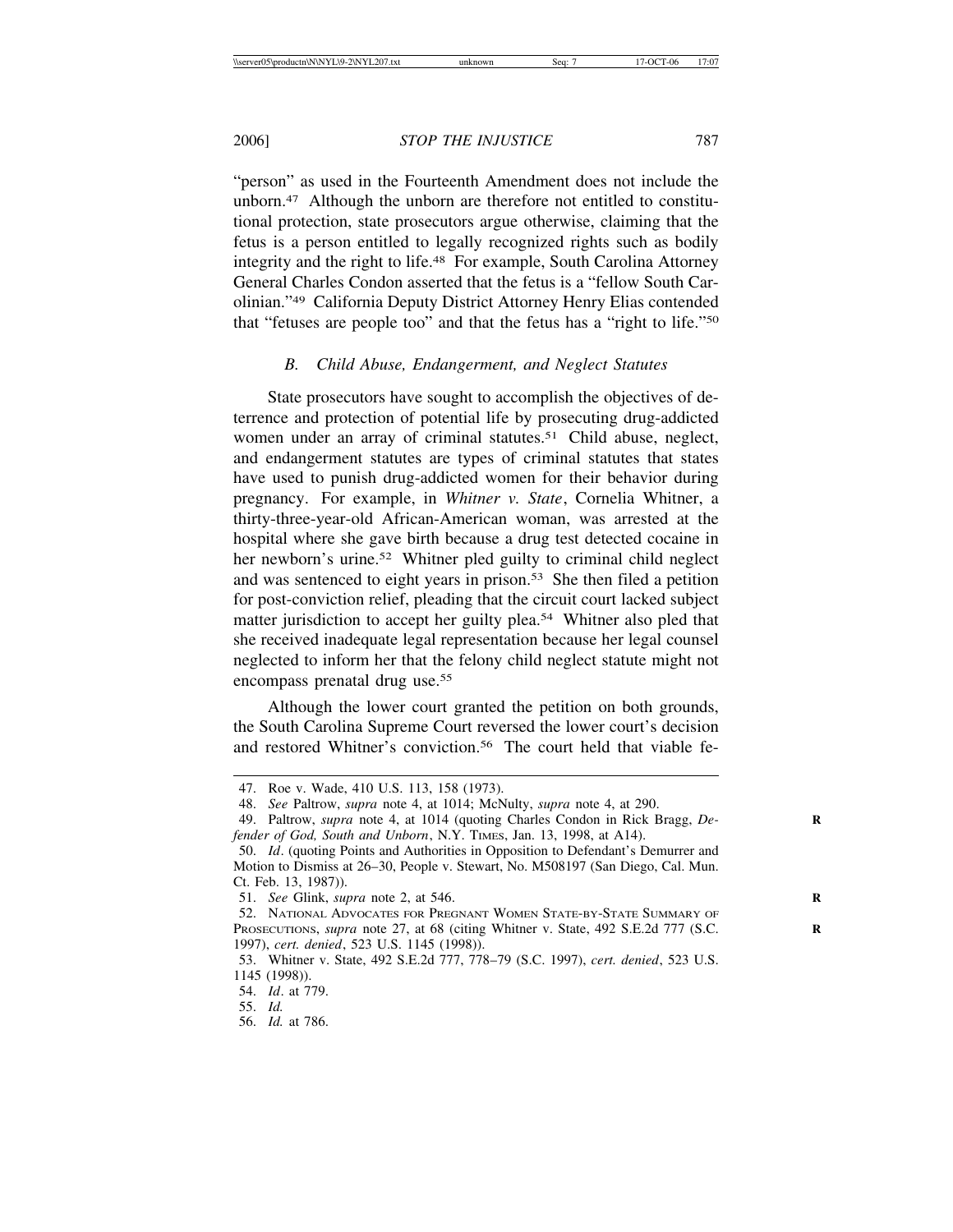"person" as used in the Fourteenth Amendment does not include the unborn.[47] Although the unborn are therefore not entitled to constitutional protection, state prosecutors argue otherwise, claiming that the fetus is a person entitled to legally recognized rights such as bodily integrity and the right to life.[48] For example, South Carolina Attorney General Charles Condon asserted that the fetus is a "fellow South Carolinian."[49] California Deputy District Attorney Henry Elias contended that "fetuses are people too" and that the fetus has a "right to life."[50]

### *B. Child Abuse, Endangerment, and Neglect Statutes*

State prosecutors have sought to accomplish the objectives of deterrence and protection of potential life by prosecuting drug-addicted women under an array of criminal statutes.[51] Child abuse, neglect, and endangerment statutes are types of criminal statutes that states have used to punish drug-addicted women for their behavior during pregnancy. For example, in *Whitner v. State*, Cornelia Whitner, a thirty-three-year-old African-American woman, was arrested at the hospital where she gave birth because a drug test detected cocaine in her newborn's urine.[52] Whitner pled guilty to criminal child neglect and was sentenced to eight years in prison.[53] She then filed a petition for post-conviction relief, pleading that the circuit court lacked subject matter jurisdiction to accept her guilty plea.[54] Whitner also pled that she received inadequate legal representation because her legal counsel neglected to inform her that the felony child neglect statute might not encompass prenatal drug use.[55]

Although the lower court granted the petition on both grounds, the South Carolina Supreme Court reversed the lower court's decision and restored Whitner's conviction.[56] The court held that viable fe-

---

47. Roe v. Wade, 410 U.S. 113, 158 (1973).

48. *See* Paltrow, *supra* note 4, at 1014; McNulty, *supra* note 4, at 290.

49. Paltrow, *supra* note 4, at 1014 (quoting Charles Condon in Rick Bragg, *Defender of God, South and Unborn*, N.Y. TIMES, Jan. 13, 1998, at A14).

50. *Id*. (quoting Points and Authorities in Opposition to Defendant's Demurrer and Motion to Dismiss at 26–30, People v. Stewart, No. M508197 (San Diego, Cal. Mun. Ct. Feb. 13, 1987)).

51. *See* Glink, *supra* note 2, at 546.

52. NATIONAL ADVOCATES FOR PREGNANT WOMEN STATE-BY-STATE SUMMARY OF PROSECUTIONS, *supra* note 27, at 68 (citing Whitner v. State, 492 S.E.2d 777 (S.C. 1997), *cert. denied*, 523 U.S. 1145 (1998)).

53. Whitner v. State, 492 S.E.2d 777, 778–79 (S.C. 1997), *cert. denied*, 523 U.S. 1145 (1998)).

54. *Id*. at 779.

55. *Id.*

56. *Id.* at 786.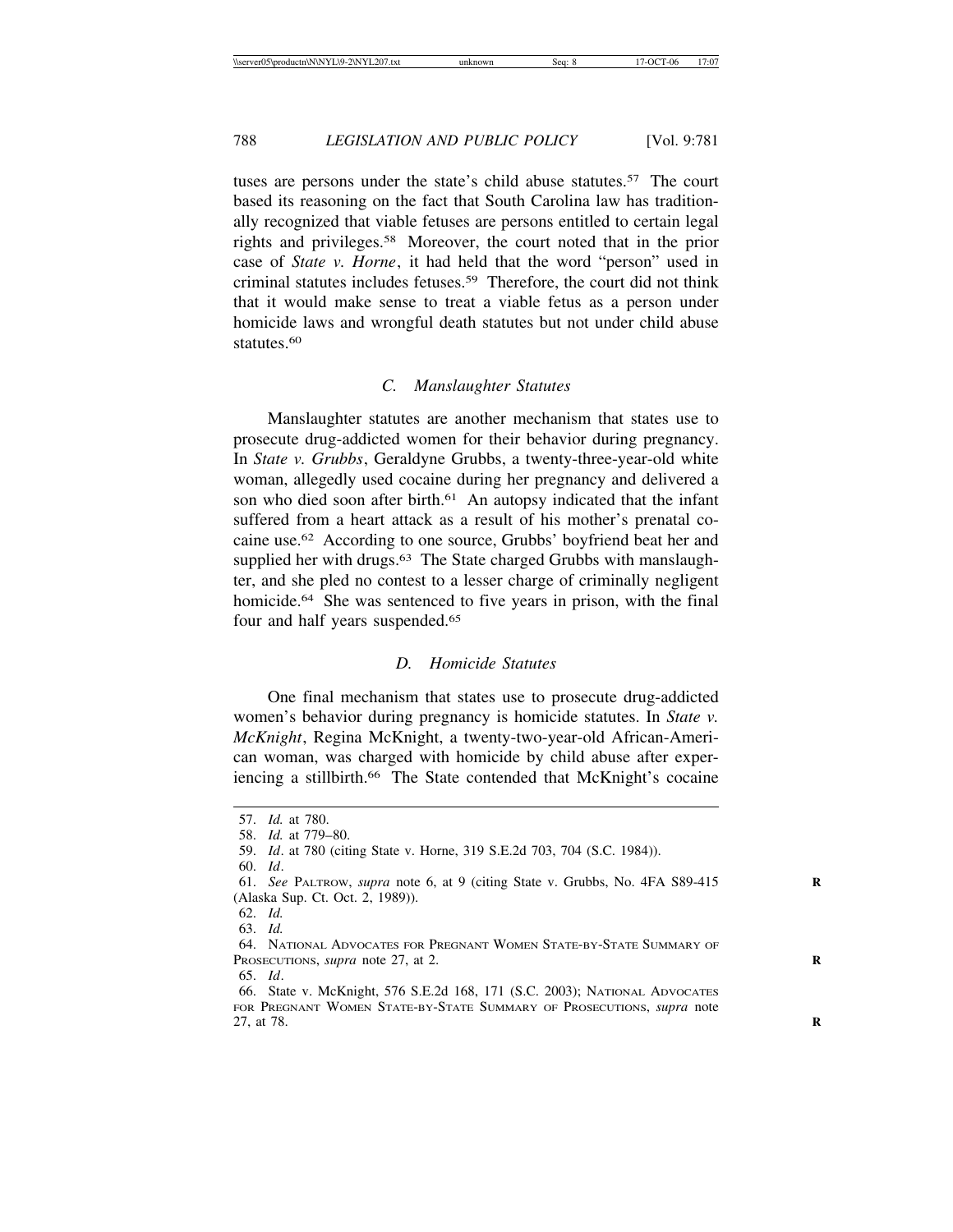tuses are persons under the state's child abuse statutes.[57] The court based its reasoning on the fact that South Carolina law has traditionally recognized that viable fetuses are persons entitled to certain legal rights and privileges.[58] Moreover, the court noted that in the prior case of *State v. Horne*, it had held that the word "person" used in criminal statutes includes fetuses.[59] Therefore, the court did not think that it would make sense to treat a viable fetus as a person under homicide laws and wrongful death statutes but not under child abuse statutes.[60]

### *C. Manslaughter Statutes*

Manslaughter statutes are another mechanism that states use to prosecute drug-addicted women for their behavior during pregnancy. In *State v. Grubbs*, Geraldyne Grubbs, a twenty-three-year-old white woman, allegedly used cocaine during her pregnancy and delivered a son who died soon after birth.[61] An autopsy indicated that the infant suffered from a heart attack as a result of his mother's prenatal cocaine use.[62] According to one source, Grubbs' boyfriend beat her and supplied her with drugs.[63] The State charged Grubbs with manslaughter, and she pled no contest to a lesser charge of criminally negligent homicide.[64] She was sentenced to five years in prison, with the final four and half years suspended.[65]

### *D. Homicide Statutes*

One final mechanism that states use to prosecute drug-addicted women's behavior during pregnancy is homicide statutes. In *State v. McKnight*, Regina McKnight, a twenty-two-year-old African-American woman, was charged with homicide by child abuse after experiencing a stillbirth.[66] The State contended that McKnight's cocaine

---

57. *Id.* at 780.

58. *Id.* at 779–80.

59. *Id*. at 780 (citing State v. Horne, 319 S.E.2d 703, 704 (S.C. 1984)).

60. *Id*.

61. *See* Paltrow, *supra* note 6, at 9 (citing State v. Grubbs, No. 4FA S89-415 (Alaska Sup. Ct. Oct. 2, 1989)).

62. *Id.*

63. *Id.*

64. National Advocates for Pregnant Women State-by-State Summary of Prosecutions, *supra* note 27, at 2.

65. *Id*.

66. State v. McKnight, 576 S.E.2d 168, 171 (S.C. 2003); National Advocates for Pregnant Women State-by-State Summary of Prosecutions, *supra* note 27, at 78.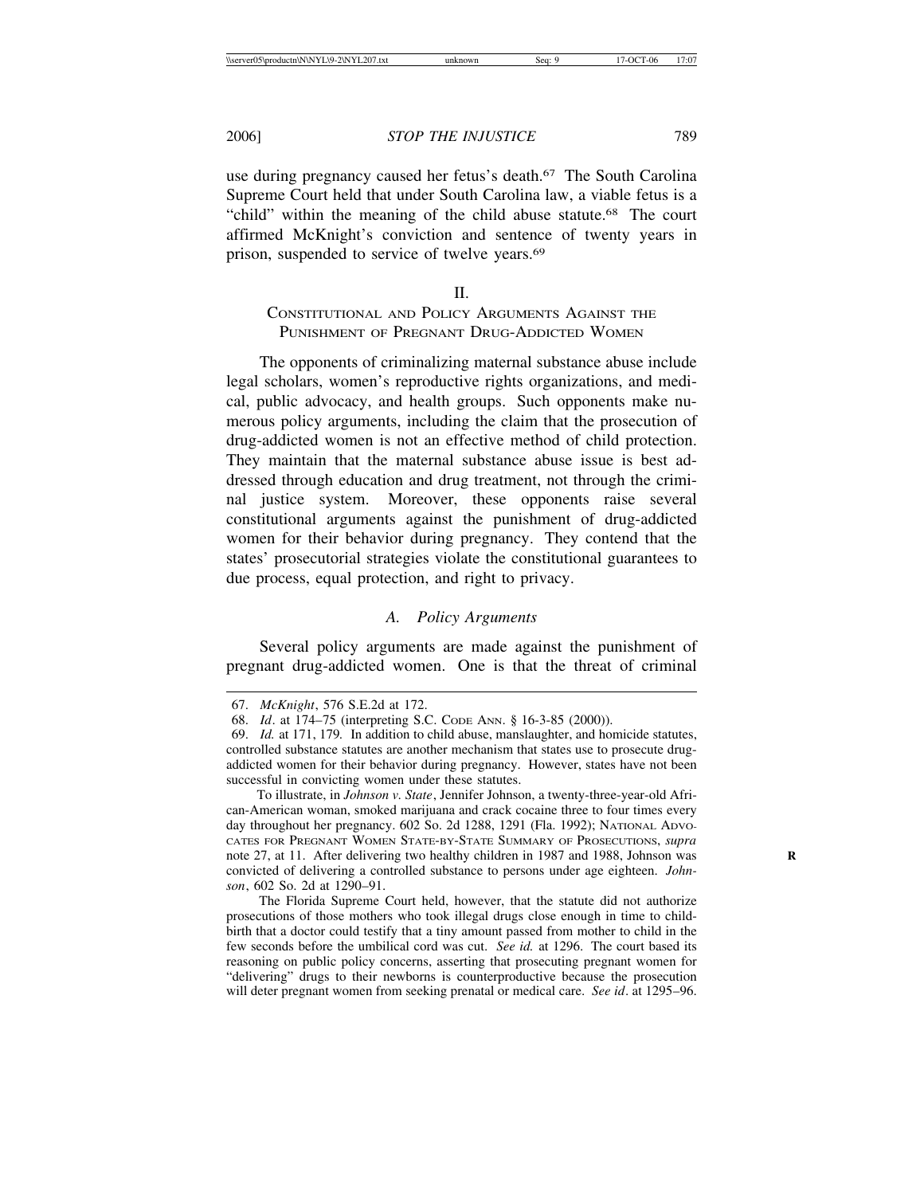use during pregnancy caused her fetus's death.[67] The South Carolina Supreme Court held that under South Carolina law, a viable fetus is a "child" within the meaning of the child abuse statute.[68] The court affirmed McKnight's conviction and sentence of twenty years in prison, suspended to service of twelve years.[69]

## II. CONSTITUTIONAL AND POLICY ARGUMENTS AGAINST THE PUNISHMENT OF PREGNANT DRUG-ADDICTED WOMEN

The opponents of criminalizing maternal substance abuse include legal scholars, women's reproductive rights organizations, and medical, public advocacy, and health groups. Such opponents make numerous policy arguments, including the claim that the prosecution of drug-addicted women is not an effective method of child protection. They maintain that the maternal substance abuse issue is best addressed through education and drug treatment, not through the criminal justice system. Moreover, these opponents raise several constitutional arguments against the punishment of drug-addicted women for their behavior during pregnancy. They contend that the states' prosecutorial strategies violate the constitutional guarantees to due process, equal protection, and right to privacy.

### *A. Policy Arguments*

Several policy arguments are made against the punishment of pregnant drug-addicted women. One is that the threat of criminal

---

67. *McKnight*, 576 S.E.2d at 172.

68. *Id*. at 174–75 (interpreting S.C. CODE ANN. § 16-3-85 (2000)).

69. *Id.* at 171, 179. In addition to child abuse, manslaughter, and homicide statutes, controlled substance statutes are another mechanism that states use to prosecute drug-addicted women for their behavior during pregnancy. However, states have not been successful in convicting women under these statutes.

To illustrate, in *Johnson v. State*, Jennifer Johnson, a twenty-three-year-old African-American woman, smoked marijuana and crack cocaine three to four times every day throughout her pregnancy. 602 So. 2d 1288, 1291 (Fla. 1992); NATIONAL ADVOCATES FOR PREGNANT WOMEN STATE-BY-STATE SUMMARY OF PROSECUTIONS, *supra* note 27, at 11. After delivering two healthy children in 1987 and 1988, Johnson was convicted of delivering a controlled substance to persons under age eighteen. *Johnson*, 602 So. 2d at 1290–91.

The Florida Supreme Court held, however, that the statute did not authorize prosecutions of those mothers who took illegal drugs close enough in time to childbirth that a doctor could testify that a tiny amount passed from mother to child in the few seconds before the umbilical cord was cut. *See id.* at 1296. The court based its reasoning on public policy concerns, asserting that prosecuting pregnant women for "delivering" drugs to their newborns is counterproductive because the prosecution will deter pregnant women from seeking prenatal or medical care. *See id*. at 1295–96.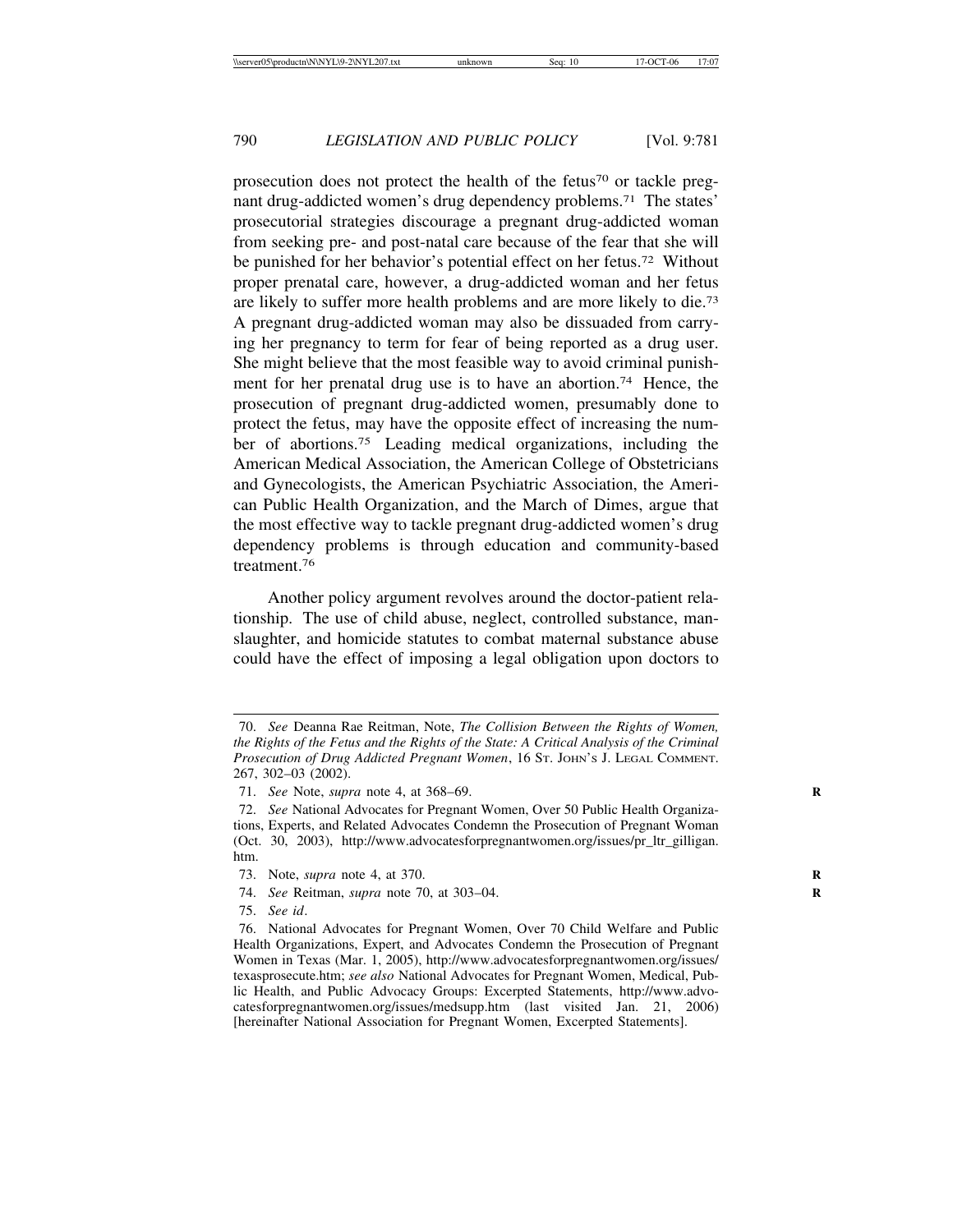prosecution does not protect the health of the fetus[70] or tackle pregnant drug-addicted women's drug dependency problems.[71] The states' prosecutorial strategies discourage a pregnant drug-addicted woman from seeking pre- and post-natal care because of the fear that she will be punished for her behavior's potential effect on her fetus.[72] Without proper prenatal care, however, a drug-addicted woman and her fetus are likely to suffer more health problems and are more likely to die.[73] A pregnant drug-addicted woman may also be dissuaded from carrying her pregnancy to term for fear of being reported as a drug user. She might believe that the most feasible way to avoid criminal punishment for her prenatal drug use is to have an abortion.[74] Hence, the prosecution of pregnant drug-addicted women, presumably done to protect the fetus, may have the opposite effect of increasing the number of abortions.[75] Leading medical organizations, including the American Medical Association, the American College of Obstetricians and Gynecologists, the American Psychiatric Association, the American Public Health Organization, and the March of Dimes, argue that the most effective way to tackle pregnant drug-addicted women's drug dependency problems is through education and community-based treatment.[76]

Another policy argument revolves around the doctor-patient relationship. The use of child abuse, neglect, controlled substance, manslaughter, and homicide statutes to combat maternal substance abuse could have the effect of imposing a legal obligation upon doctors to

---

70. *See* Deanna Rae Reitman, Note, *The Collision Between the Rights of Women, the Rights of the Fetus and the Rights of the State: A Critical Analysis of the Criminal Prosecution of Drug Addicted Pregnant Women*, 16 ST. JOHN'S J. LEGAL COMMENT. 267, 302–03 (2002).

71. *See* Note, *supra* note 4, at 368–69.

72. *See* National Advocates for Pregnant Women, Over 50 Public Health Organizations, Experts, and Related Advocates Condemn the Prosecution of Pregnant Woman (Oct. 30, 2003), http://www.advocatesforpregnantwomen.org/issues/pr_ltr_gilligan.htm.

73. Note, *supra* note 4, at 370.

74. *See* Reitman, *supra* note 70, at 303–04.

75. *See id*.

76. National Advocates for Pregnant Women, Over 70 Child Welfare and Public Health Organizations, Expert, and Advocates Condemn the Prosecution of Pregnant Women in Texas (Mar. 1, 2005), http://www.advocatesforpregnantwomen.org/issues/texasprosecute.htm; *see also* National Advocates for Pregnant Women, Medical, Public Health, and Public Advocacy Groups: Excerpted Statements, http://www.advocatesforpregnantwomen.org/issues/medsupp.htm (last visited Jan. 21, 2006) [hereinafter National Association for Pregnant Women, Excerpted Statements].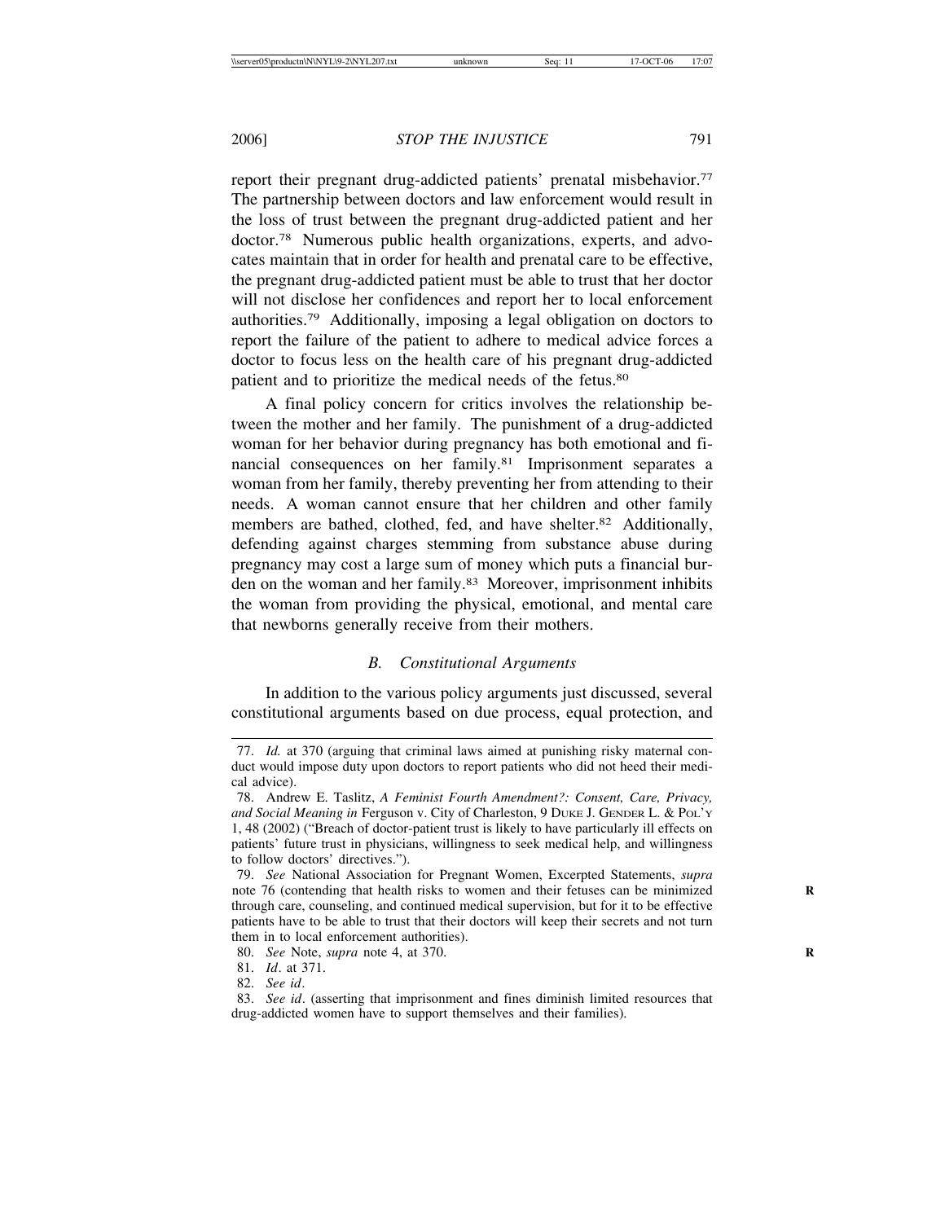report their pregnant drug-addicted patients' prenatal misbehavior.[77] The partnership between doctors and law enforcement would result in the loss of trust between the pregnant drug-addicted patient and her doctor.[78] Numerous public health organizations, experts, and advocates maintain that in order for health and prenatal care to be effective, the pregnant drug-addicted patient must be able to trust that her doctor will not disclose her confidences and report her to local enforcement authorities.[79] Additionally, imposing a legal obligation on doctors to report the failure of the patient to adhere to medical advice forces a doctor to focus less on the health care of his pregnant drug-addicted patient and to prioritize the medical needs of the fetus.[80]

A final policy concern for critics involves the relationship between the mother and her family. The punishment of a drug-addicted woman for her behavior during pregnancy has both emotional and financial consequences on her family.[81] Imprisonment separates a woman from her family, thereby preventing her from attending to their needs. A woman cannot ensure that her children and other family members are bathed, clothed, fed, and have shelter.[82] Additionally, defending against charges stemming from substance abuse during pregnancy may cost a large sum of money which puts a financial burden on the woman and her family.[83] Moreover, imprisonment inhibits the woman from providing the physical, emotional, and mental care that newborns generally receive from their mothers.

### *B. Constitutional Arguments*

In addition to the various policy arguments just discussed, several constitutional arguments based on due process, equal protection, and

---

77. *Id.* at 370 (arguing that criminal laws aimed at punishing risky maternal conduct would impose duty upon doctors to report patients who did not heed their medical advice).

78. Andrew E. Taslitz, *A Feminist Fourth Amendment?: Consent, Care, Privacy, and Social Meaning in* Ferguson v. City of Charleston, 9 DUKE J. GENDER L. & POL'Y 1, 48 (2002) ("Breach of doctor-patient trust is likely to have particularly ill effects on patients' future trust in physicians, willingness to seek medical help, and willingness to follow doctors' directives.").

79. *See* National Association for Pregnant Women, Excerpted Statements, *supra* note 76 (contending that health risks to women and their fetuses can be minimized through care, counseling, and continued medical supervision, but for it to be effective patients have to be able to trust that their doctors will keep their secrets and not turn them in to local enforcement authorities).

80. *See* Note, *supra* note 4, at 370.

81. *Id*. at 371.

82. *See id*.

83. *See id*. (asserting that imprisonment and fines diminish limited resources that drug-addicted women have to support themselves and their families).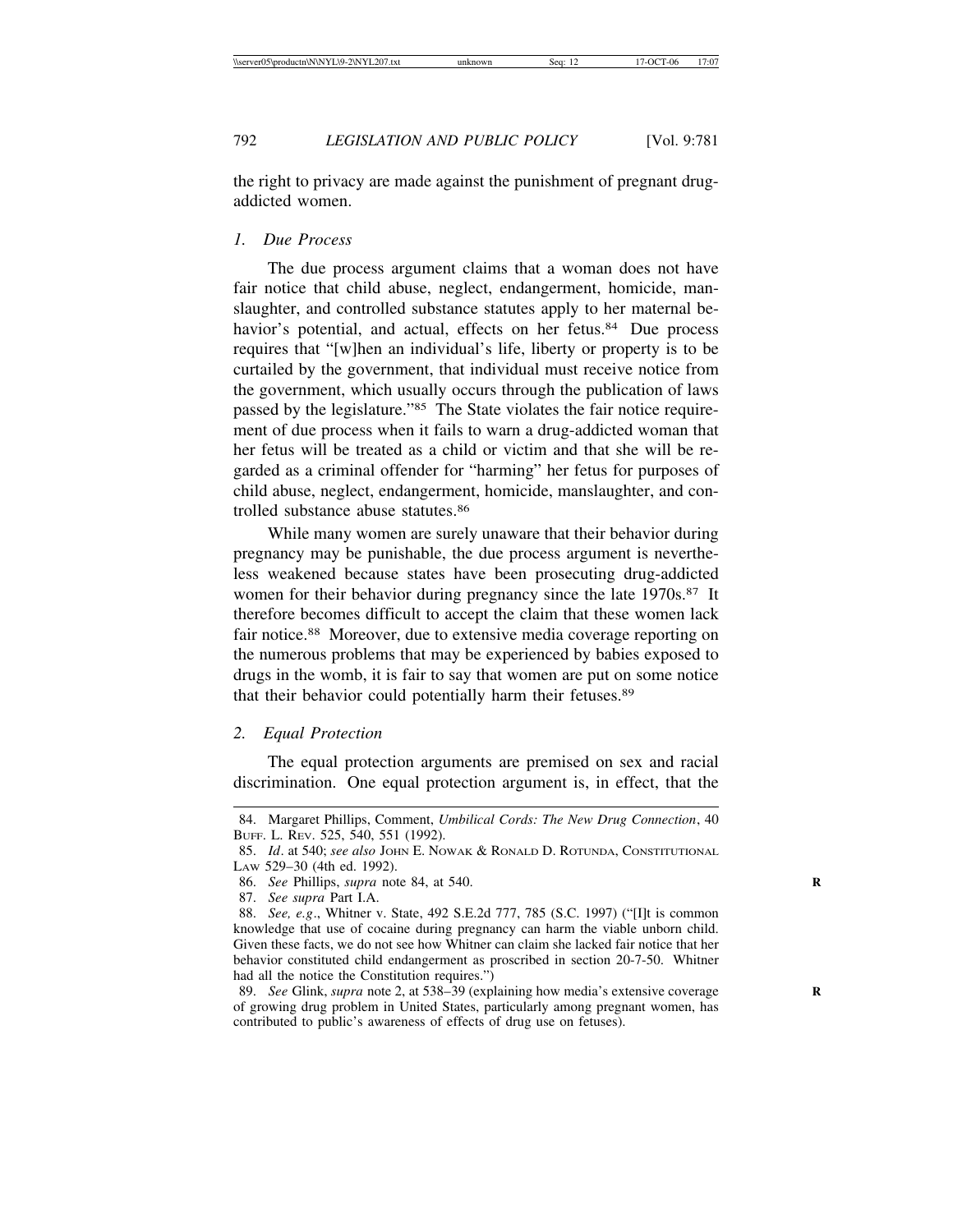the right to privacy are made against the punishment of pregnant drug-addicted women.

### *1. Due Process*

The due process argument claims that a woman does not have fair notice that child abuse, neglect, endangerment, homicide, manslaughter, and controlled substance statutes apply to her maternal behavior's potential, and actual, effects on her fetus.[84] Due process requires that "[w]hen an individual's life, liberty or property is to be curtailed by the government, that individual must receive notice from the government, which usually occurs through the publication of laws passed by the legislature."[85] The State violates the fair notice requirement of due process when it fails to warn a drug-addicted woman that her fetus will be treated as a child or victim and that she will be regarded as a criminal offender for "harming" her fetus for purposes of child abuse, neglect, endangerment, homicide, manslaughter, and controlled substance abuse statutes.[86]

While many women are surely unaware that their behavior during pregnancy may be punishable, the due process argument is nevertheless weakened because states have been prosecuting drug-addicted women for their behavior during pregnancy since the late 1970s.[87] It therefore becomes difficult to accept the claim that these women lack fair notice.[88] Moreover, due to extensive media coverage reporting on the numerous problems that may be experienced by babies exposed to drugs in the womb, it is fair to say that women are put on some notice that their behavior could potentially harm their fetuses.[89]

### *2. Equal Protection*

The equal protection arguments are premised on sex and racial discrimination. One equal protection argument is, in effect, that the

---

84. Margaret Phillips, Comment, *Umbilical Cords: The New Drug Connection*, 40 BUFF. L. REV. 525, 540, 551 (1992).

85. *Id*. at 540; *see also* JOHN E. NOWAK & RONALD D. ROTUNDA, CONSTITUTIONAL LAW 529–30 (4th ed. 1992).

86. *See* Phillips, *supra* note 84, at 540.

87. *See supra* Part I.A.

88. *See, e.g*., Whitner v. State, 492 S.E.2d 777, 785 (S.C. 1997) ("[I]t is common knowledge that use of cocaine during pregnancy can harm the viable unborn child. Given these facts, we do not see how Whitner can claim she lacked fair notice that her behavior constituted child endangerment as proscribed in section 20-7-50. Whitner had all the notice the Constitution requires.")

89. *See* Glink, *supra* note 2, at 538–39 (explaining how media's extensive coverage of growing drug problem in United States, particularly among pregnant women, has contributed to public's awareness of effects of drug use on fetuses).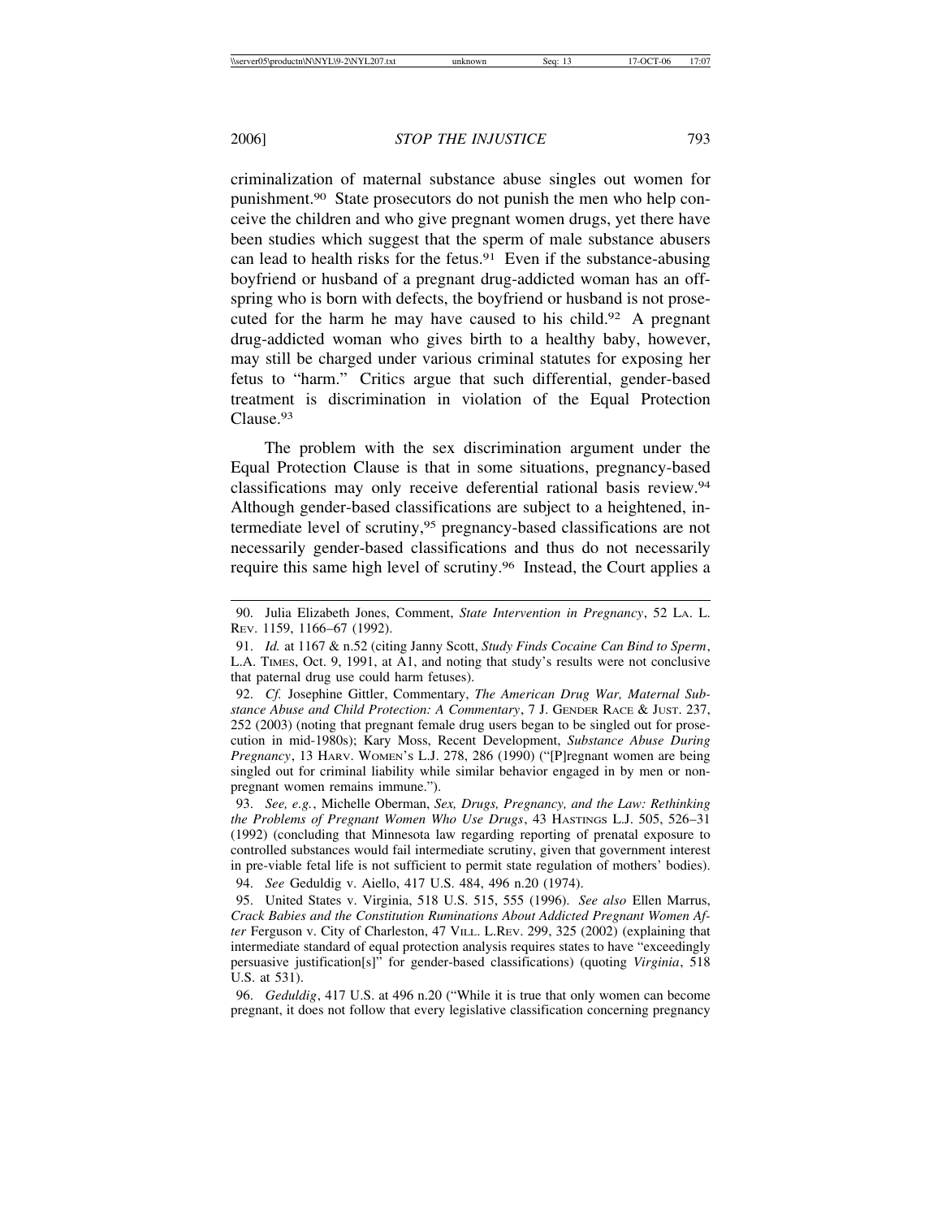criminalization of maternal substance abuse singles out women for punishment.[90] State prosecutors do not punish the men who help conceive the children and who give pregnant women drugs, yet there have been studies which suggest that the sperm of male substance abusers can lead to health risks for the fetus.[91] Even if the substance-abusing boyfriend or husband of a pregnant drug-addicted woman has an offspring who is born with defects, the boyfriend or husband is not prosecuted for the harm he may have caused to his child.[92] A pregnant drug-addicted woman who gives birth to a healthy baby, however, may still be charged under various criminal statutes for exposing her fetus to "harm." Critics argue that such differential, gender-based treatment is discrimination in violation of the Equal Protection Clause.[93]

The problem with the sex discrimination argument under the Equal Protection Clause is that in some situations, pregnancy-based classifications may only receive deferential rational basis review.[94] Although gender-based classifications are subject to a heightened, intermediate level of scrutiny,[95] pregnancy-based classifications are not necessarily gender-based classifications and thus do not necessarily require this same high level of scrutiny.[96] Instead, the Court applies a

---

90. Julia Elizabeth Jones, Comment, *State Intervention in Pregnancy*, 52 LA. L. REV. 1159, 1166–67 (1992).

91. *Id.* at 1167 & n.52 (citing Janny Scott, *Study Finds Cocaine Can Bind to Sperm*, L.A. TIMES, Oct. 9, 1991, at A1, and noting that study's results were not conclusive that paternal drug use could harm fetuses).

92. *Cf.* Josephine Gittler, Commentary, *The American Drug War, Maternal Substance Abuse and Child Protection: A Commentary*, 7 J. GENDER RACE & JUST. 237, 252 (2003) (noting that pregnant female drug users began to be singled out for prosecution in mid-1980s); Kary Moss, Recent Development, *Substance Abuse During Pregnancy*, 13 HARV. WOMEN'S L.J. 278, 286 (1990) ("[P]regnant women are being singled out for criminal liability while similar behavior engaged in by men or non-pregnant women remains immune.").

93. *See, e.g.*, Michelle Oberman, *Sex, Drugs, Pregnancy, and the Law: Rethinking the Problems of Pregnant Women Who Use Drugs*, 43 HASTINGS L.J. 505, 526–31 (1992) (concluding that Minnesota law regarding reporting of prenatal exposure to controlled substances would fail intermediate scrutiny, given that government interest in pre-viable fetal life is not sufficient to permit state regulation of mothers' bodies).

94. *See* Geduldig v. Aiello, 417 U.S. 484, 496 n.20 (1974).

95. United States v. Virginia, 518 U.S. 515, 555 (1996). *See also* Ellen Marrus, *Crack Babies and the Constitution Ruminations About Addicted Pregnant Women After* Ferguson v. City of Charleston, 47 VILL. L.REV. 299, 325 (2002) (explaining that intermediate standard of equal protection analysis requires states to have "exceedingly persuasive justification[s]" for gender-based classifications) (quoting *Virginia*, 518 U.S. at 531).

96. *Geduldig*, 417 U.S. at 496 n.20 ("While it is true that only women can become pregnant, it does not follow that every legislative classification concerning pregnancy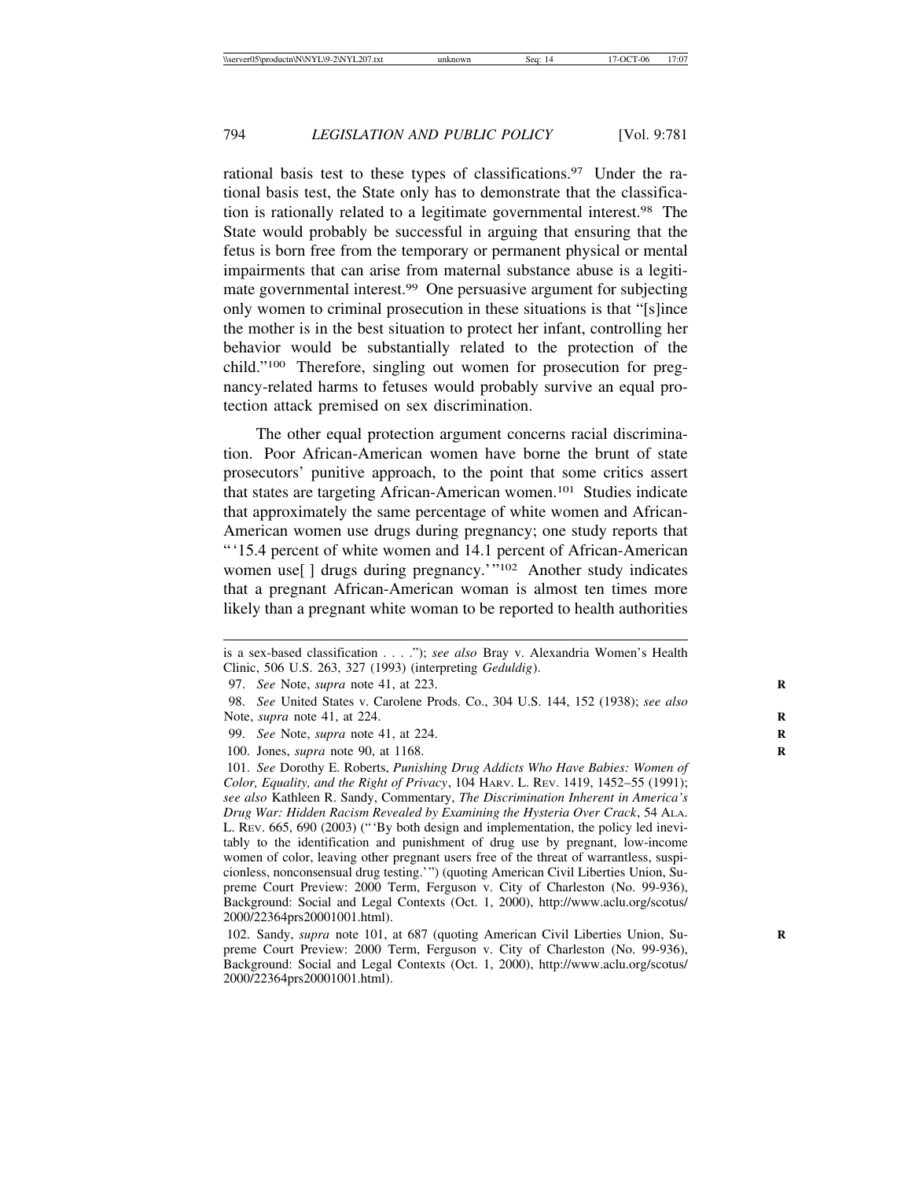rational basis test to these types of classifications.[97] Under the rational basis test, the State only has to demonstrate that the classification is rationally related to a legitimate governmental interest.[98] The State would probably be successful in arguing that ensuring that the fetus is born free from the temporary or permanent physical or mental impairments that can arise from maternal substance abuse is a legitimate governmental interest.[99] One persuasive argument for subjecting only women to criminal prosecution in these situations is that "[s]ince the mother is in the best situation to protect her infant, controlling her behavior would be substantially related to the protection of the child."[100] Therefore, singling out women for prosecution for pregnancy-related harms to fetuses would probably survive an equal protection attack premised on sex discrimination.

The other equal protection argument concerns racial discrimination. Poor African-American women have borne the brunt of state prosecutors' punitive approach, to the point that some critics assert that states are targeting African-American women.[101] Studies indicate that approximately the same percentage of white women and African-American women use drugs during pregnancy; one study reports that "'15.4 percent of white women and 14.1 percent of African-American women use[ ] drugs during pregnancy.'"[102] Another study indicates that a pregnant African-American woman is almost ten times more likely than a pregnant white woman to be reported to health authorities

---

is a sex-based classification . . . ."); *see also* Bray v. Alexandria Women's Health Clinic, 506 U.S. 263, 327 (1993) (interpreting *Geduldig*).

97. *See* Note, *supra* note 41, at 223.

98. *See* United States v. Carolene Prods. Co., 304 U.S. 144, 152 (1938); *see also* Note, *supra* note 41, at 224.

99. *See* Note, *supra* note 41, at 224.

100. Jones, *supra* note 90, at 1168.

101. *See* Dorothy E. Roberts, *Punishing Drug Addicts Who Have Babies: Women of Color, Equality, and the Right of Privacy*, 104 HARV. L. REV. 1419, 1452–55 (1991); *see also* Kathleen R. Sandy, Commentary, *The Discrimination Inherent in America's Drug War: Hidden Racism Revealed by Examining the Hysteria Over Crack*, 54 ALA. L. REV. 665, 690 (2003) ("'By both design and implementation, the policy led inevitably to the identification and punishment of drug use by pregnant, low-income women of color, leaving other pregnant users free of the threat of warrantless, suspicionless, nonconsensual drug testing.'") (quoting American Civil Liberties Union, Supreme Court Preview: 2000 Term, Ferguson v. City of Charleston (No. 99-936), Background: Social and Legal Contexts (Oct. 1, 2000), http://www.aclu.org/scotus/2000/22364prs20001001.html).

102. Sandy, *supra* note 101, at 687 (quoting American Civil Liberties Union, Supreme Court Preview: 2000 Term, Ferguson v. City of Charleston (No. 99-936), Background: Social and Legal Contexts (Oct. 1, 2000), http://www.aclu.org/scotus/2000/22364prs20001001.html).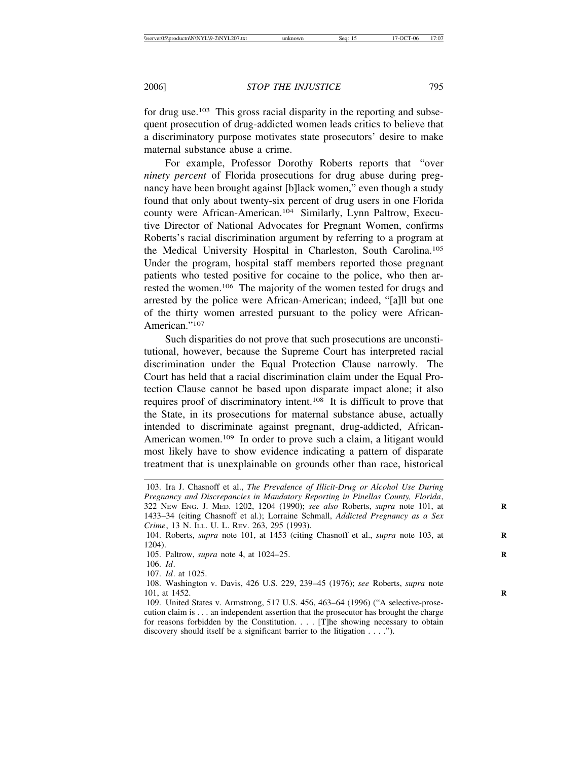for drug use.[103] This gross racial disparity in the reporting and subsequent prosecution of drug-addicted women leads critics to believe that a discriminatory purpose motivates state prosecutors' desire to make maternal substance abuse a crime.

For example, Professor Dorothy Roberts reports that "over *ninety percent* of Florida prosecutions for drug abuse during pregnancy have been brought against [b]lack women," even though a study found that only about twenty-six percent of drug users in one Florida county were African-American.[104] Similarly, Lynn Paltrow, Executive Director of National Advocates for Pregnant Women, confirms Roberts's racial discrimination argument by referring to a program at the Medical University Hospital in Charleston, South Carolina.[105] Under the program, hospital staff members reported those pregnant patients who tested positive for cocaine to the police, who then arrested the women.[106] The majority of the women tested for drugs and arrested by the police were African-American; indeed, "[a]ll but one of the thirty women arrested pursuant to the policy were African-American."[107]

Such disparities do not prove that such prosecutions are unconstitutional, however, because the Supreme Court has interpreted racial discrimination under the Equal Protection Clause narrowly. The Court has held that a racial discrimination claim under the Equal Protection Clause cannot be based upon disparate impact alone; it also requires proof of discriminatory intent.[108] It is difficult to prove that the State, in its prosecutions for maternal substance abuse, actually intended to discriminate against pregnant, drug-addicted, African-American women.[109] In order to prove such a claim, a litigant would most likely have to show evidence indicating a pattern of disparate treatment that is unexplainable on grounds other than race, historical

---

103. Ira J. Chasnoff et al., *The Prevalence of Illicit-Drug or Alcohol Use During Pregnancy and Discrepancies in Mandatory Reporting in Pinellas County, Florida*, 322 NEW ENG. J. MED. 1202, 1204 (1990); *see also* Roberts, *supra* note 101, at 1433–34 (citing Chasnoff et al.); Lorraine Schmall, *Addicted Pregnancy as a Sex Crime*, 13 N. ILL. U. L. REV. 263, 295 (1993).

104. Roberts, *supra* note 101, at 1453 (citing Chasnoff et al., *supra* note 103, at 1204).

105. Paltrow, *supra* note 4, at 1024–25.

106. *Id*.

107. *Id*. at 1025.

108. Washington v. Davis, 426 U.S. 229, 239–45 (1976); *see* Roberts, *supra* note 101, at 1452.

109. United States v. Armstrong, 517 U.S. 456, 463–64 (1996) ("A selective-prosecution claim is . . . an independent assertion that the prosecutor has brought the charge for reasons forbidden by the Constitution. . . . [T]he showing necessary to obtain discovery should itself be a significant barrier to the litigation . . . .").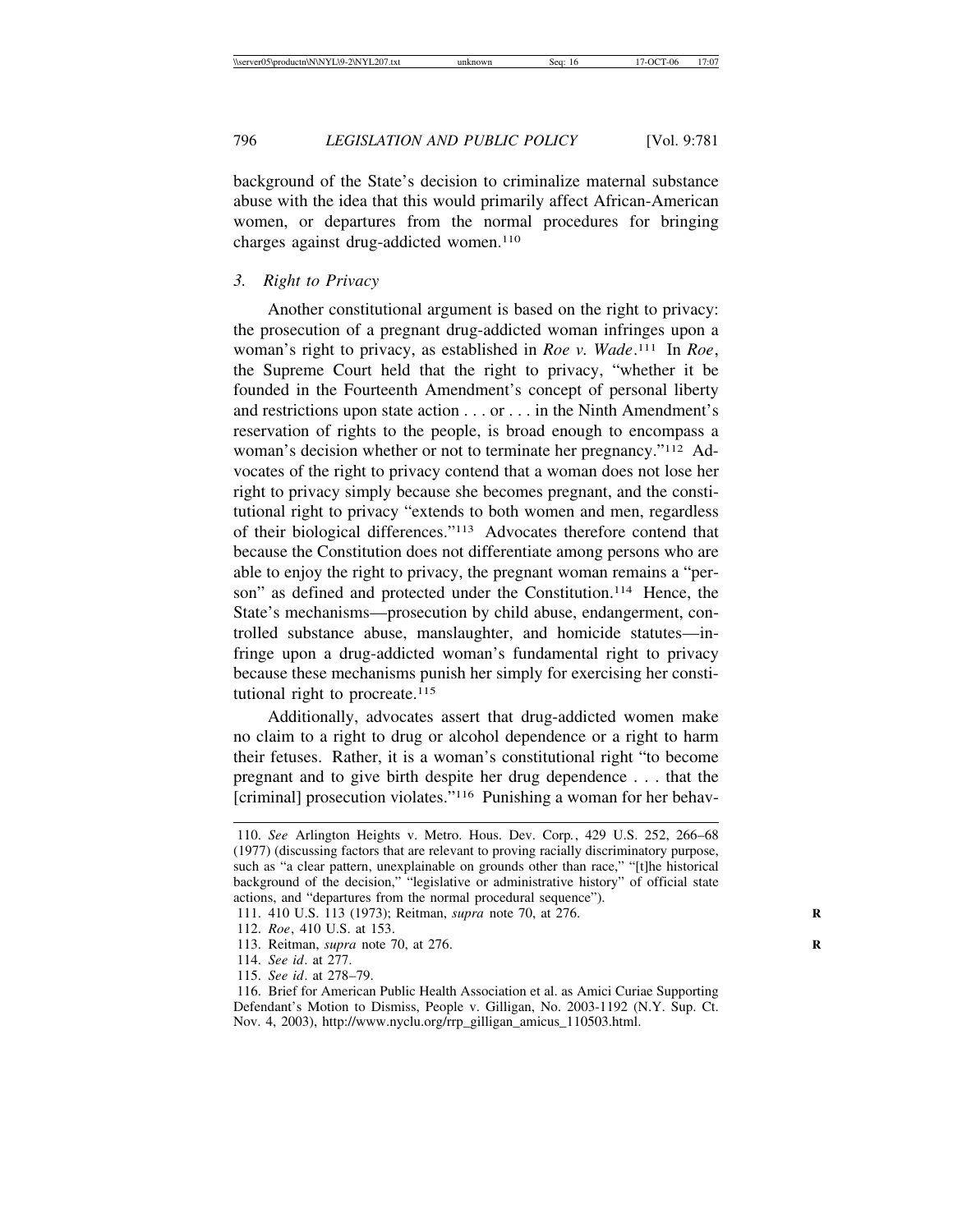background of the State's decision to criminalize maternal substance abuse with the idea that this would primarily affect African-American women, or departures from the normal procedures for bringing charges against drug-addicted women.[110]

### *3. Right to Privacy*

Another constitutional argument is based on the right to privacy: the prosecution of a pregnant drug-addicted woman infringes upon a woman's right to privacy, as established in *Roe v. Wade*.[111] In *Roe*, the Supreme Court held that the right to privacy, "whether it be founded in the Fourteenth Amendment's concept of personal liberty and restrictions upon state action . . . or . . . in the Ninth Amendment's reservation of rights to the people, is broad enough to encompass a woman's decision whether or not to terminate her pregnancy."[112] Advocates of the right to privacy contend that a woman does not lose her right to privacy simply because she becomes pregnant, and the constitutional right to privacy "extends to both women and men, regardless of their biological differences."[113] Advocates therefore contend that because the Constitution does not differentiate among persons who are able to enjoy the right to privacy, the pregnant woman remains a "person" as defined and protected under the Constitution.[114] Hence, the State's mechanisms—prosecution by child abuse, endangerment, controlled substance abuse, manslaughter, and homicide statutes—infringe upon a drug-addicted woman's fundamental right to privacy because these mechanisms punish her simply for exercising her constitutional right to procreate.[115]

Additionally, advocates assert that drug-addicted women make no claim to a right to drug or alcohol dependence or a right to harm their fetuses. Rather, it is a woman's constitutional right "to become pregnant and to give birth despite her drug dependence . . . that the [criminal] prosecution violates."[116] Punishing a woman for her behav-

---

110. *See* Arlington Heights v. Metro. Hous. Dev. Corp., 429 U.S. 252, 266–68 (1977) (discussing factors that are relevant to proving racially discriminatory purpose, such as "a clear pattern, unexplainable on grounds other than race," "[t]he historical background of the decision," "legislative or administrative history" of official state actions, and "departures from the normal procedural sequence").

111. 410 U.S. 113 (1973); Reitman, *supra* note 70, at 276.

112. *Roe*, 410 U.S. at 153.

113. Reitman, *supra* note 70, at 276.

114. *See id.* at 277.

115. *See id.* at 278–79.

116. Brief for American Public Health Association et al. as Amici Curiae Supporting Defendant's Motion to Dismiss, People v. Gilligan, No. 2003-1192 (N.Y. Sup. Ct. Nov. 4, 2003), http://www.nyclu.org/rrp_gilligan_amicus_110503.html.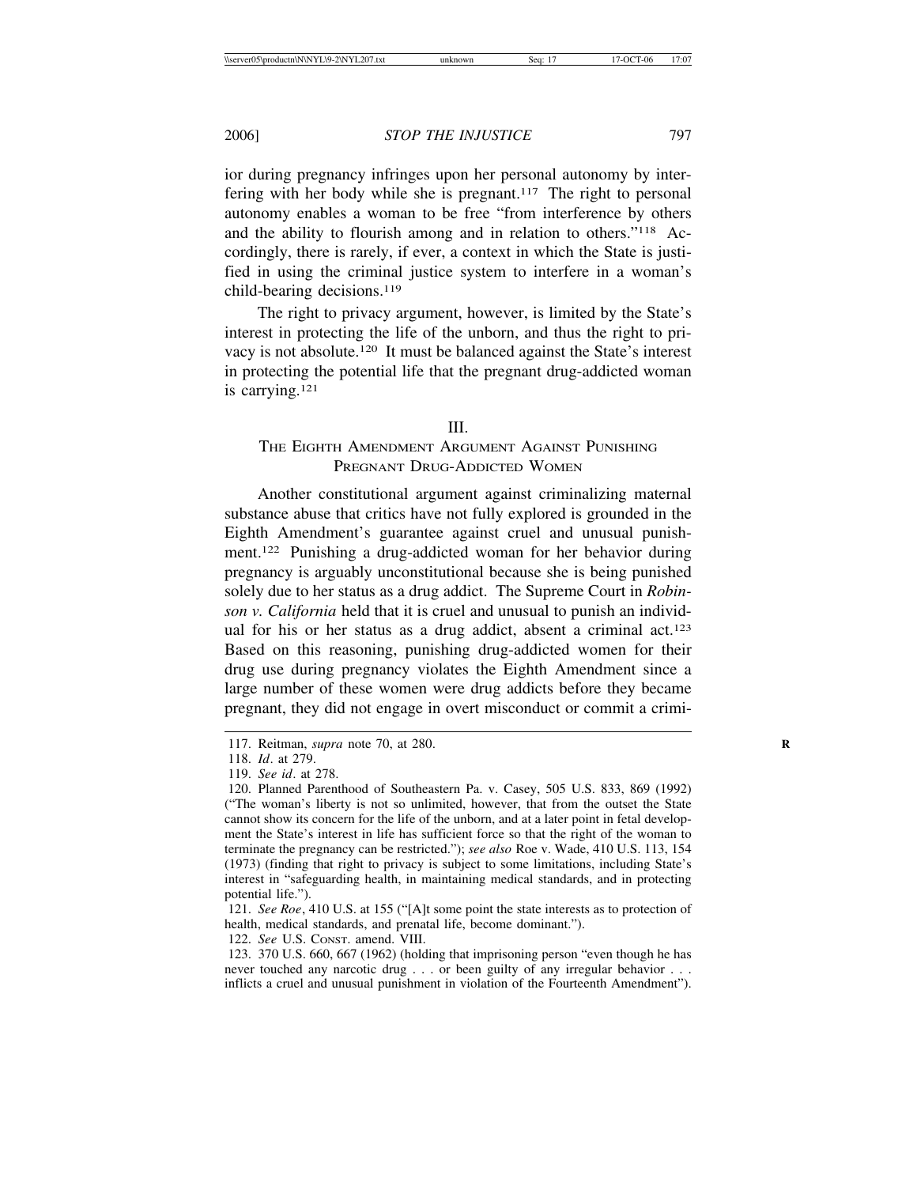ior during pregnancy infringes upon her personal autonomy by interfering with her body while she is pregnant.[117] The right to personal autonomy enables a woman to be free "from interference by others and the ability to flourish among and in relation to others."[118] Accordingly, there is rarely, if ever, a context in which the State is justified in using the criminal justice system to interfere in a woman's child-bearing decisions.[119]

The right to privacy argument, however, is limited by the State's interest in protecting the life of the unborn, and thus the right to privacy is not absolute.[120] It must be balanced against the State's interest in protecting the potential life that the pregnant drug-addicted woman is carrying.[121]

## III.
## THE EIGHTH AMENDMENT ARGUMENT AGAINST PUNISHING PREGNANT DRUG-ADDICTED WOMEN

Another constitutional argument against criminalizing maternal substance abuse that critics have not fully explored is grounded in the Eighth Amendment's guarantee against cruel and unusual punishment.[122] Punishing a drug-addicted woman for her behavior during pregnancy is arguably unconstitutional because she is being punished solely due to her status as a drug addict. The Supreme Court in *Robinson v. California* held that it is cruel and unusual to punish an individual for his or her status as a drug addict, absent a criminal act.[123] Based on this reasoning, punishing drug-addicted women for their drug use during pregnancy violates the Eighth Amendment since a large number of these women were drug addicts before they became pregnant, they did not engage in overt misconduct or commit a crimi-

---

117. Reitman, *supra* note 70, at 280.

118. *Id*. at 279.

119. *See id*. at 278.

120. Planned Parenthood of Southeastern Pa. v. Casey, 505 U.S. 833, 869 (1992) ("The woman's liberty is not so unlimited, however, that from the outset the State cannot show its concern for the life of the unborn, and at a later point in fetal development the State's interest in life has sufficient force so that the right of the woman to terminate the pregnancy can be restricted."); *see also* Roe v. Wade, 410 U.S. 113, 154 (1973) (finding that right to privacy is subject to some limitations, including State's interest in "safeguarding health, in maintaining medical standards, and in protecting potential life.").

121. *See Roe*, 410 U.S. at 155 ("[A]t some point the state interests as to protection of health, medical standards, and prenatal life, become dominant.").

122. *See* U.S. CONST. amend. VIII.

123. 370 U.S. 660, 667 (1962) (holding that imprisoning person "even though he has never touched any narcotic drug . . . or been guilty of any irregular behavior . . . inflicts a cruel and unusual punishment in violation of the Fourteenth Amendment").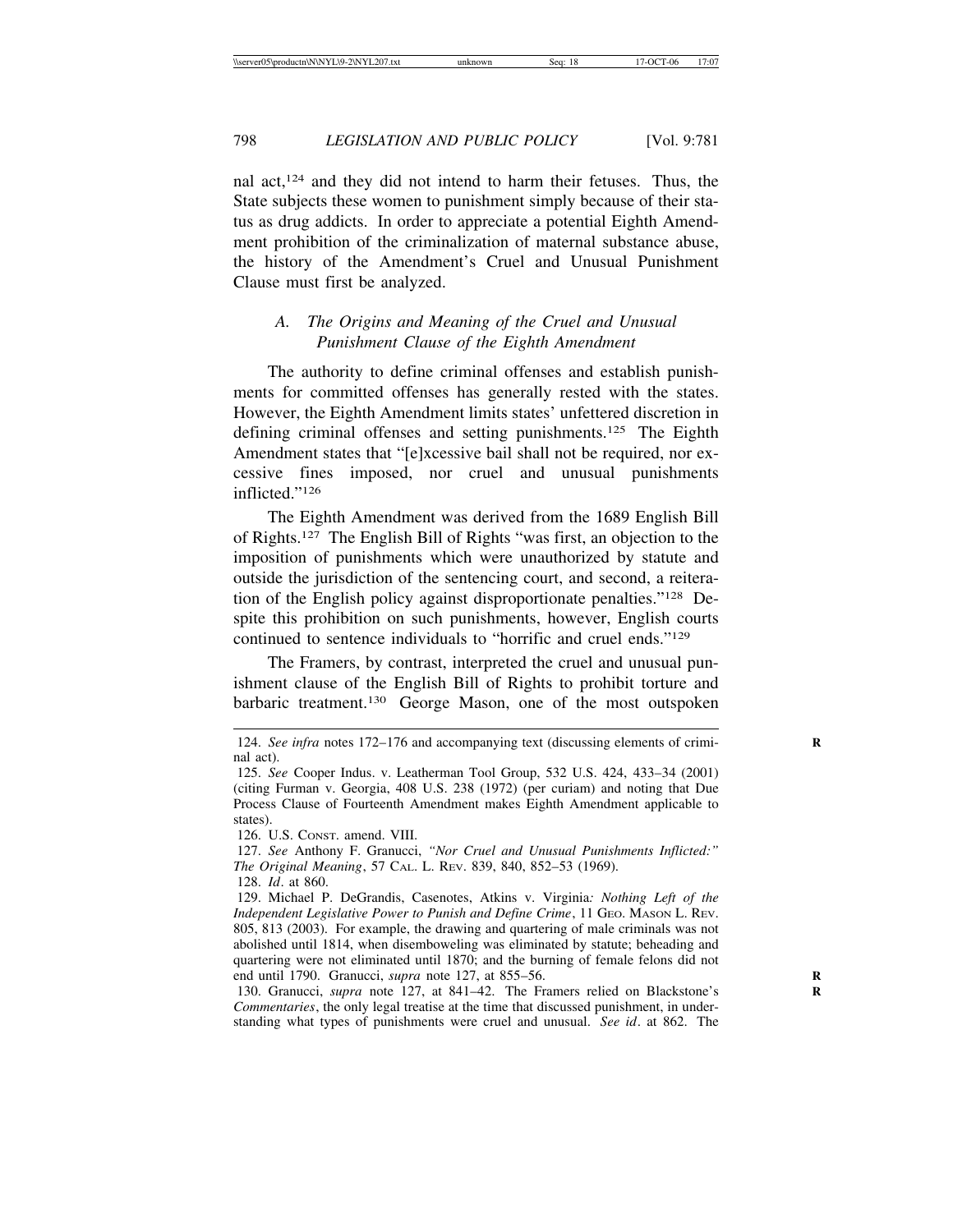nal act,[124] and they did not intend to harm their fetuses. Thus, the State subjects these women to punishment simply because of their status as drug addicts. In order to appreciate a potential Eighth Amendment prohibition of the criminalization of maternal substance abuse, the history of the Amendment's Cruel and Unusual Punishment Clause must first be analyzed.

### *A. The Origins and Meaning of the Cruel and Unusual Punishment Clause of the Eighth Amendment*

The authority to define criminal offenses and establish punishments for committed offenses has generally rested with the states. However, the Eighth Amendment limits states' unfettered discretion in defining criminal offenses and setting punishments.[125] The Eighth Amendment states that "[e]xcessive bail shall not be required, nor excessive fines imposed, nor cruel and unusual punishments inflicted."[126]

The Eighth Amendment was derived from the 1689 English Bill of Rights.[127] The English Bill of Rights "was first, an objection to the imposition of punishments which were unauthorized by statute and outside the jurisdiction of the sentencing court, and second, a reiteration of the English policy against disproportionate penalties."[128] Despite this prohibition on such punishments, however, English courts continued to sentence individuals to "horrific and cruel ends."[129]

The Framers, by contrast, interpreted the cruel and unusual punishment clause of the English Bill of Rights to prohibit torture and barbaric treatment.[130] George Mason, one of the most outspoken

---

124. *See infra* notes 172–176 and accompanying text (discussing elements of criminal act).

125. *See* Cooper Indus. v. Leatherman Tool Group, 532 U.S. 424, 433–34 (2001) (citing Furman v. Georgia, 408 U.S. 238 (1972) (per curiam) and noting that Due Process Clause of Fourteenth Amendment makes Eighth Amendment applicable to states).

126. U.S. CONST. amend. VIII.

127. *See* Anthony F. Granucci, *"Nor Cruel and Unusual Punishments Inflicted:" The Original Meaning*, 57 CAL. L. REV. 839, 840, 852–53 (1969).

128. *Id*. at 860.

129. Michael P. DeGrandis, Casenotes, Atkins v. Virginia*: Nothing Left of the Independent Legislative Power to Punish and Define Crime*, 11 GEO. MASON L. REV. 805, 813 (2003). For example, the drawing and quartering of male criminals was not abolished until 1814, when disemboweling was eliminated by statute; beheading and quartering were not eliminated until 1870; and the burning of female felons did not end until 1790. Granucci, *supra* note 127, at 855–56.

130. Granucci, *supra* note 127, at 841–42. The Framers relied on Blackstone's *Commentaries*, the only legal treatise at the time that discussed punishment, in understanding what types of punishments were cruel and unusual. *See id*. at 862. The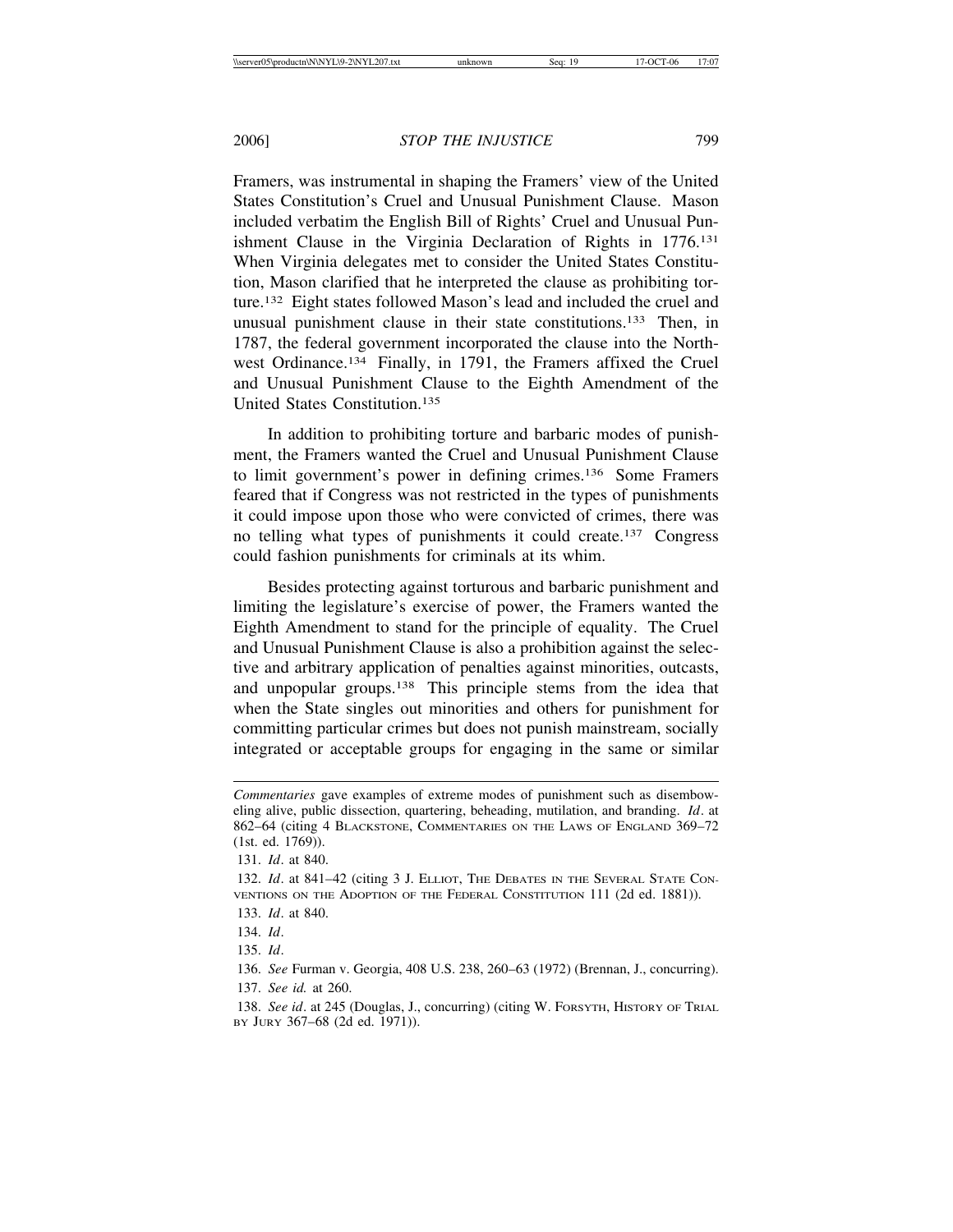Framers, was instrumental in shaping the Framers' view of the United States Constitution's Cruel and Unusual Punishment Clause. Mason included verbatim the English Bill of Rights' Cruel and Unusual Punishment Clause in the Virginia Declaration of Rights in 1776.[131] When Virginia delegates met to consider the United States Constitution, Mason clarified that he interpreted the clause as prohibiting torture.[132] Eight states followed Mason's lead and included the cruel and unusual punishment clause in their state constitutions.[133] Then, in 1787, the federal government incorporated the clause into the Northwest Ordinance.[134] Finally, in 1791, the Framers affixed the Cruel and Unusual Punishment Clause to the Eighth Amendment of the United States Constitution.[135]

In addition to prohibiting torture and barbaric modes of punishment, the Framers wanted the Cruel and Unusual Punishment Clause to limit government's power in defining crimes.[136] Some Framers feared that if Congress was not restricted in the types of punishments it could impose upon those who were convicted of crimes, there was no telling what types of punishments it could create.[137] Congress could fashion punishments for criminals at its whim.

Besides protecting against torturous and barbaric punishment and limiting the legislature's exercise of power, the Framers wanted the Eighth Amendment to stand for the principle of equality. The Cruel and Unusual Punishment Clause is also a prohibition against the selective and arbitrary application of penalties against minorities, outcasts, and unpopular groups.[138] This principle stems from the idea that when the State singles out minorities and others for punishment for committing particular crimes but does not punish mainstream, socially integrated or acceptable groups for engaging in the same or similar

---

*Commentaries* gave examples of extreme modes of punishment such as disemboweling alive, public dissection, quartering, beheading, mutilation, and branding. *Id*. at 862–64 (citing 4 BLACKSTONE, COMMENTARIES ON THE LAWS OF ENGLAND 369–72 (1st. ed. 1769)).

131. *Id*. at 840.

132. *Id*. at 841–42 (citing 3 J. ELLIOT, THE DEBATES IN THE SEVERAL STATE CONVENTIONS ON THE ADOPTION OF THE FEDERAL CONSTITUTION 111 (2d ed. 1881)).

133. *Id*. at 840.

134. *Id*.

135. *Id*.

136. *See* Furman v. Georgia, 408 U.S. 238, 260–63 (1972) (Brennan, J., concurring).

137. *See id.* at 260.

138. *See id*. at 245 (Douglas, J., concurring) (citing W. FORSYTH, HISTORY OF TRIAL BY JURY 367–68 (2d ed. 1971)).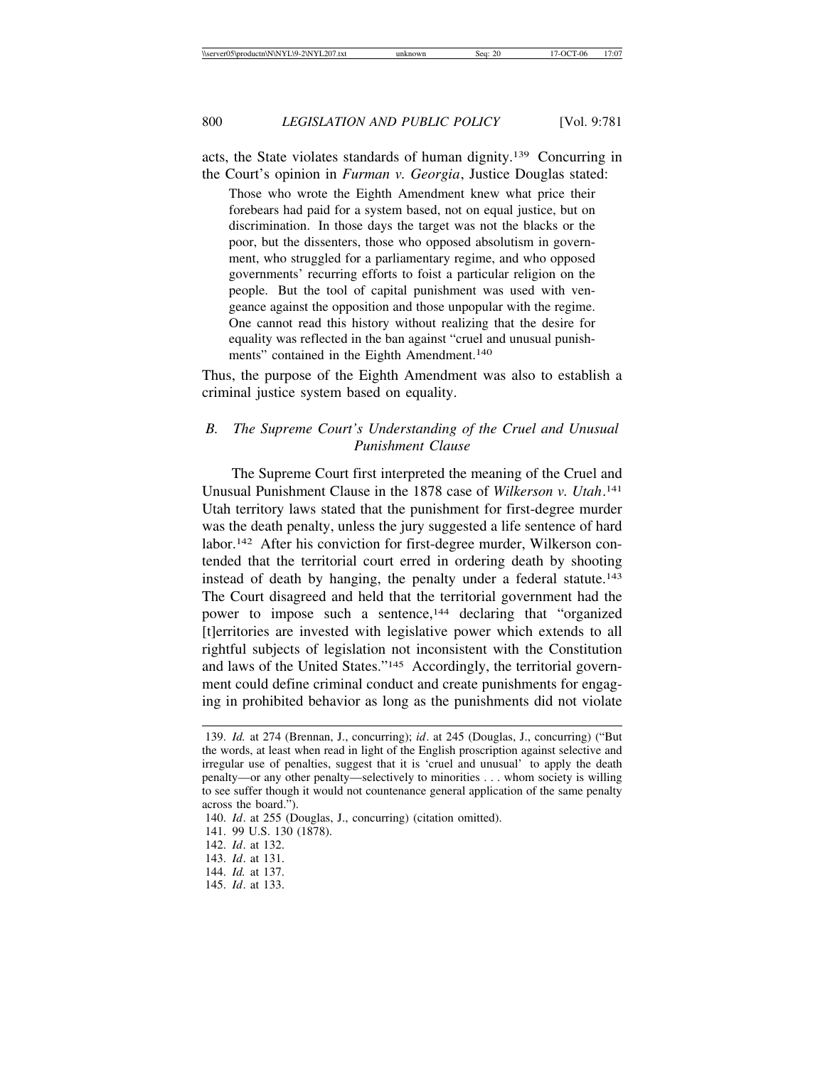acts, the State violates standards of human dignity.[139] Concurring in the Court's opinion in *Furman v. Georgia*, Justice Douglas stated:

> Those who wrote the Eighth Amendment knew what price their forebears had paid for a system based, not on equal justice, but on discrimination. In those days the target was not the blacks or the poor, but the dissenters, those who opposed absolutism in government, who struggled for a parliamentary regime, and who opposed governments' recurring efforts to foist a particular religion on the people. But the tool of capital punishment was used with vengeance against the opposition and those unpopular with the regime. One cannot read this history without realizing that the desire for equality was reflected in the ban against "cruel and unusual punishments" contained in the Eighth Amendment.[140]

Thus, the purpose of the Eighth Amendment was also to establish a criminal justice system based on equality.

### *B. The Supreme Court's Understanding of the Cruel and Unusual Punishment Clause*

The Supreme Court first interpreted the meaning of the Cruel and Unusual Punishment Clause in the 1878 case of *Wilkerson v. Utah*.[141] Utah territory laws stated that the punishment for first-degree murder was the death penalty, unless the jury suggested a life sentence of hard labor.[142] After his conviction for first-degree murder, Wilkerson contended that the territorial court erred in ordering death by shooting instead of death by hanging, the penalty under a federal statute.[143] The Court disagreed and held that the territorial government had the power to impose such a sentence,[144] declaring that "organized [t]erritories are invested with legislative power which extends to all rightful subjects of legislation not inconsistent with the Constitution and laws of the United States."[145] Accordingly, the territorial government could define criminal conduct and create punishments for engaging in prohibited behavior as long as the punishments did not violate

---

139. *Id.* at 274 (Brennan, J., concurring); *id*. at 245 (Douglas, J., concurring) ("But the words, at least when read in light of the English proscription against selective and irregular use of penalties, suggest that it is 'cruel and unusual' to apply the death penalty—or any other penalty—selectively to minorities . . . whom society is willing to see suffer though it would not countenance general application of the same penalty across the board.").

140. *Id*. at 255 (Douglas, J., concurring) (citation omitted).

141. 99 U.S. 130 (1878).

142. *Id*. at 132.

143. *Id*. at 131.

144. *Id.* at 137.

145. *Id*. at 133.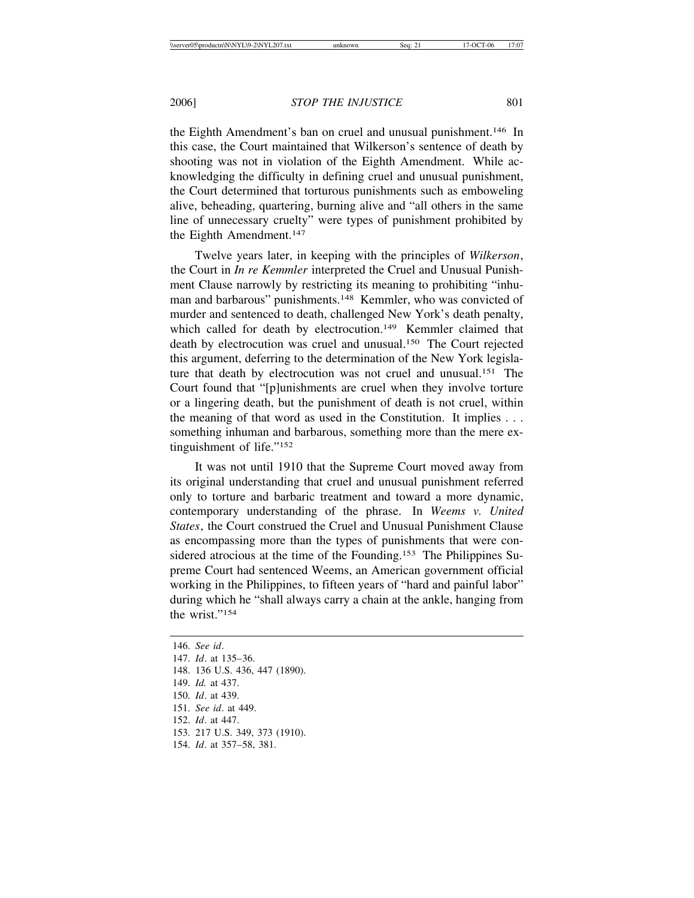the Eighth Amendment's ban on cruel and unusual punishment.[146] In this case, the Court maintained that Wilkerson's sentence of death by shooting was not in violation of the Eighth Amendment. While acknowledging the difficulty in defining cruel and unusual punishment, the Court determined that torturous punishments such as emboweling alive, beheading, quartering, burning alive and "all others in the same line of unnecessary cruelty" were types of punishment prohibited by the Eighth Amendment.[147]

Twelve years later, in keeping with the principles of *Wilkerson*, the Court in *In re Kemmler* interpreted the Cruel and Unusual Punishment Clause narrowly by restricting its meaning to prohibiting "inhuman and barbarous" punishments.[148] Kemmler, who was convicted of murder and sentenced to death, challenged New York's death penalty, which called for death by electrocution.[149] Kemmler claimed that death by electrocution was cruel and unusual.[150] The Court rejected this argument, deferring to the determination of the New York legislature that death by electrocution was not cruel and unusual.[151] The Court found that "[p]unishments are cruel when they involve torture or a lingering death, but the punishment of death is not cruel, within the meaning of that word as used in the Constitution. It implies . . . something inhuman and barbarous, something more than the mere extinguishment of life."[152]

It was not until 1910 that the Supreme Court moved away from its original understanding that cruel and unusual punishment referred only to torture and barbaric treatment and toward a more dynamic, contemporary understanding of the phrase. In *Weems v. United States*, the Court construed the Cruel and Unusual Punishment Clause as encompassing more than the types of punishments that were considered atrocious at the time of the Founding.[153] The Philippines Supreme Court had sentenced Weems, an American government official working in the Philippines, to fifteen years of "hard and painful labor" during which he "shall always carry a chain at the ankle, hanging from the wrist."[154]

---

146. *See id*.
147. *Id*. at 135–36.
148. 136 U.S. 436, 447 (1890).
149. *Id.* at 437.
150. *Id*. at 439.
151. *See id*. at 449.
152. *Id*. at 447.
153. 217 U.S. 349, 373 (1910).
154. *Id*. at 357–58, 381.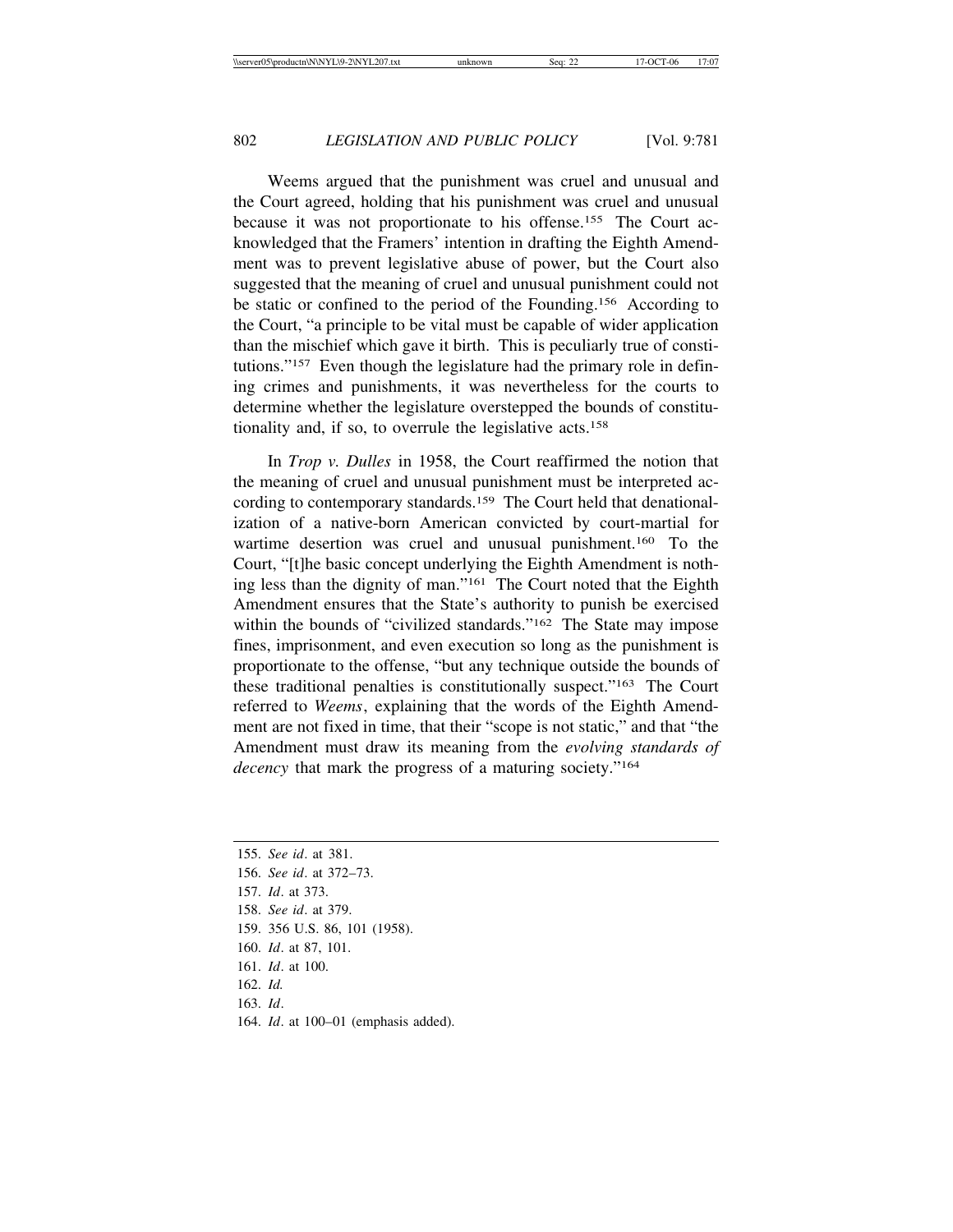Weems argued that the punishment was cruel and unusual and the Court agreed, holding that his punishment was cruel and unusual because it was not proportionate to his offense.[155] The Court acknowledged that the Framers' intention in drafting the Eighth Amendment was to prevent legislative abuse of power, but the Court also suggested that the meaning of cruel and unusual punishment could not be static or confined to the period of the Founding.[156] According to the Court, "a principle to be vital must be capable of wider application than the mischief which gave it birth. This is peculiarly true of constitutions."[157] Even though the legislature had the primary role in defining crimes and punishments, it was nevertheless for the courts to determine whether the legislature overstepped the bounds of constitutionality and, if so, to overrule the legislative acts.[158]

In *Trop v. Dulles* in 1958, the Court reaffirmed the notion that the meaning of cruel and unusual punishment must be interpreted according to contemporary standards.[159] The Court held that denationalization of a native-born American convicted by court-martial for wartime desertion was cruel and unusual punishment.[160] To the Court, "[t]he basic concept underlying the Eighth Amendment is nothing less than the dignity of man."[161] The Court noted that the Eighth Amendment ensures that the State's authority to punish be exercised within the bounds of "civilized standards."[162] The State may impose fines, imprisonment, and even execution so long as the punishment is proportionate to the offense, "but any technique outside the bounds of these traditional penalties is constitutionally suspect."[163] The Court referred to *Weems*, explaining that the words of the Eighth Amendment are not fixed in time, that their "scope is not static," and that "the Amendment must draw its meaning from the *evolving standards of decency* that mark the progress of a maturing society."[164]

---

155. *See id*. at 381.
156. *See id*. at 372–73.
157. *Id*. at 373.
158. *See id*. at 379.
159. 356 U.S. 86, 101 (1958).
160. *Id*. at 87, 101.
161. *Id*. at 100.
162. *Id.*
163. *Id*.
164. *Id*. at 100–01 (emphasis added).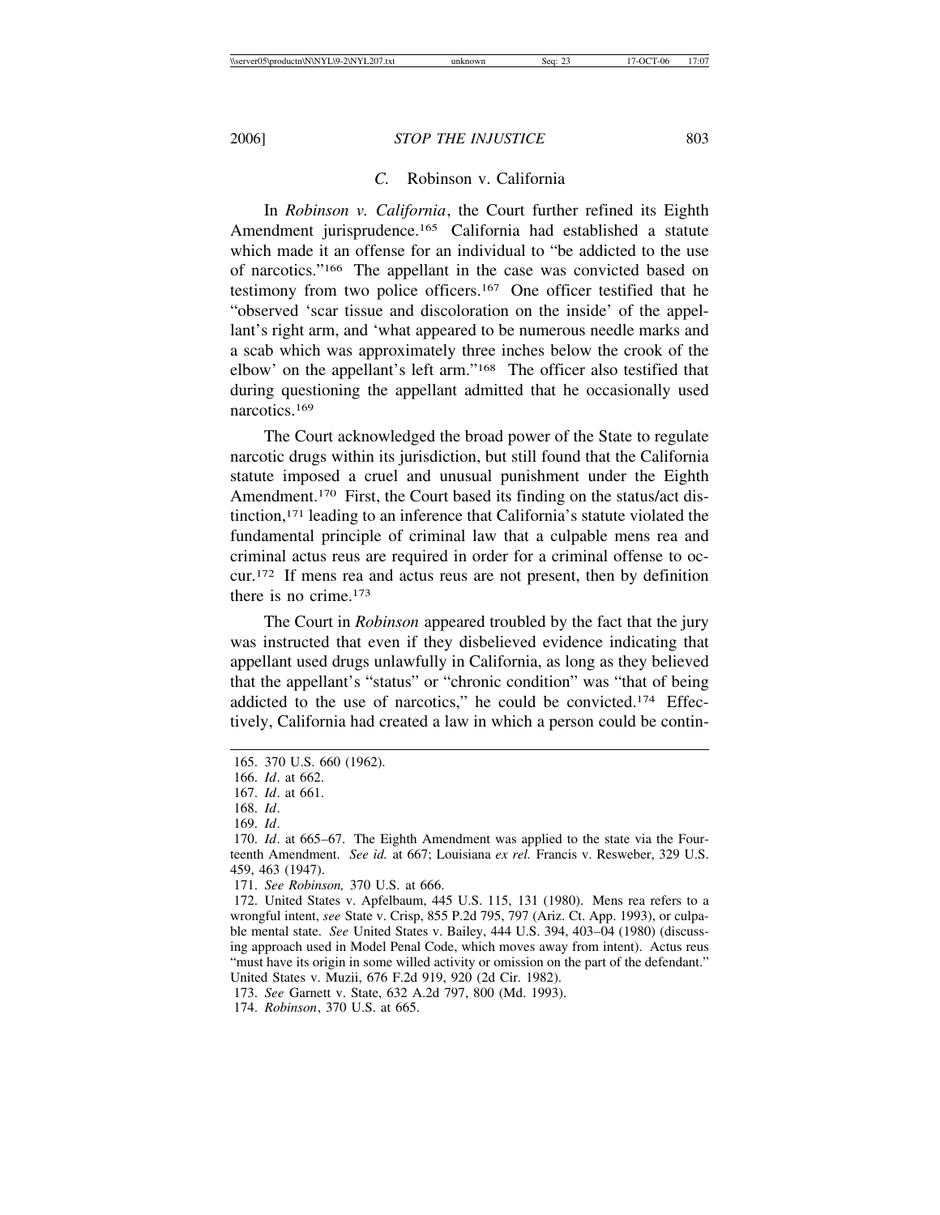### *C.* Robinson v. California

In *Robinson v. California*, the Court further refined its Eighth Amendment jurisprudence.[165] California had established a statute which made it an offense for an individual to "be addicted to the use of narcotics."[166] The appellant in the case was convicted based on testimony from two police officers.[167] One officer testified that he "observed 'scar tissue and discoloration on the inside' of the appellant's right arm, and 'what appeared to be numerous needle marks and a scab which was approximately three inches below the crook of the elbow' on the appellant's left arm."[168] The officer also testified that during questioning the appellant admitted that he occasionally used narcotics.[169]

The Court acknowledged the broad power of the State to regulate narcotic drugs within its jurisdiction, but still found that the California statute imposed a cruel and unusual punishment under the Eighth Amendment.[170] First, the Court based its finding on the status/act distinction,[171] leading to an inference that California's statute violated the fundamental principle of criminal law that a culpable mens rea and criminal actus reus are required in order for a criminal offense to occur.[172] If mens rea and actus reus are not present, then by definition there is no crime.[173]

The Court in *Robinson* appeared troubled by the fact that the jury was instructed that even if they disbelieved evidence indicating that appellant used drugs unlawfully in California, as long as they believed that the appellant's "status" or "chronic condition" was "that of being addicted to the use of narcotics," he could be convicted.[174] Effectively, California had created a law in which a person could be contin-

---

165. 370 U.S. 660 (1962).

166. *Id*. at 662.

167. *Id*. at 661.

168. *Id*.

169. *Id*.

170. *Id*. at 665–67. The Eighth Amendment was applied to the state via the Fourteenth Amendment. *See id.* at 667; Louisiana *ex rel.* Francis v. Resweber, 329 U.S. 459, 463 (1947).

171. *See Robinson,* 370 U.S. at 666.

172. United States v. Apfelbaum, 445 U.S. 115, 131 (1980). Mens rea refers to a wrongful intent, *see* State v. Crisp, 855 P.2d 795, 797 (Ariz. Ct. App. 1993), or culpable mental state. *See* United States v. Bailey, 444 U.S. 394, 403–04 (1980) (discussing approach used in Model Penal Code, which moves away from intent). Actus reus "must have its origin in some willed activity or omission on the part of the defendant." United States v. Muzii, 676 F.2d 919, 920 (2d Cir. 1982).

173. *See* Garnett v. State, 632 A.2d 797, 800 (Md. 1993).

174. *Robinson*, 370 U.S. at 665.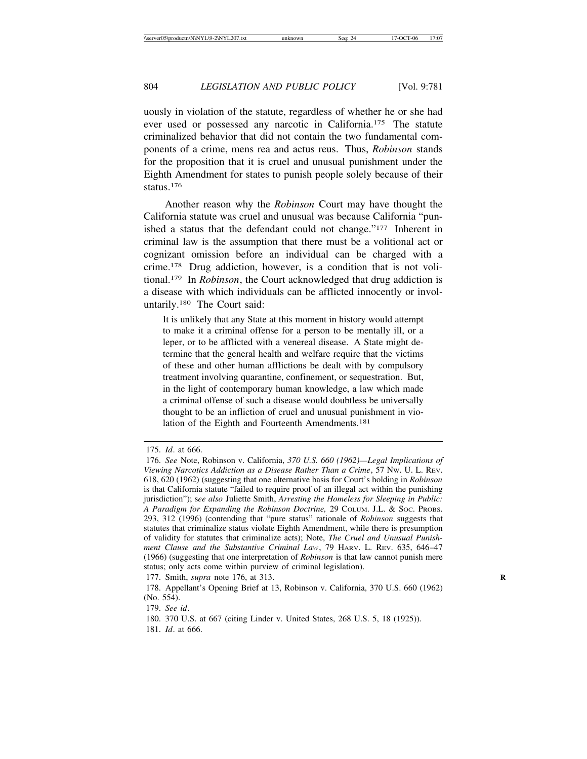uously in violation of the statute, regardless of whether he or she had ever used or possessed any narcotic in California.[175] The statute criminalized behavior that did not contain the two fundamental components of a crime, mens rea and actus reus. Thus, *Robinson* stands for the proposition that it is cruel and unusual punishment under the Eighth Amendment for states to punish people solely because of their status.[176]

Another reason why the *Robinson* Court may have thought the California statute was cruel and unusual was because California "punished a status that the defendant could not change."[177] Inherent in criminal law is the assumption that there must be a volitional act or cognizant omission before an individual can be charged with a crime.[178] Drug addiction, however, is a condition that is not volitional.[179] In *Robinson*, the Court acknowledged that drug addiction is a disease with which individuals can be afflicted innocently or involuntarily.[180] The Court said:

> It is unlikely that any State at this moment in history would attempt to make it a criminal offense for a person to be mentally ill, or a leper, or to be afflicted with a venereal disease. A State might determine that the general health and welfare require that the victims of these and other human afflictions be dealt with by compulsory treatment involving quarantine, confinement, or sequestration. But, in the light of contemporary human knowledge, a law which made a criminal offense of such a disease would doubtless be universally thought to be an infliction of cruel and unusual punishment in violation of the Eighth and Fourteenth Amendments.[181]

---

175. *Id*. at 666.

176. *See* Note, Robinson v. California, *370 U.S. 660 (1962)—Legal Implications of Viewing Narcotics Addiction as a Disease Rather Than a Crime*, 57 NW. U. L. REV. 618, 620 (1962) (suggesting that one alternative basis for Court's holding in *Robinson* is that California statute "failed to require proof of an illegal act within the punishing jurisdiction"); s*ee also* Juliette Smith, *Arresting the Homeless for Sleeping in Public: A Paradigm for Expanding the Robinson Doctrine,* 29 COLUM. J.L. & SOC. PROBS. 293, 312 (1996) (contending that "pure status" rationale of *Robinson* suggests that statutes that criminalize status violate Eighth Amendment, while there is presumption of validity for statutes that criminalize acts); Note, *The Cruel and Unusual Punishment Clause and the Substantive Criminal Law*, 79 HARV. L. REV. 635, 646–47 (1966) (suggesting that one interpretation of *Robinson* is that law cannot punish mere status; only acts come within purview of criminal legislation).

177. Smith, *supra* note 176, at 313.

178. Appellant's Opening Brief at 13, Robinson v. California, 370 U.S. 660 (1962) (No. 554).

179. *See id*.

180. 370 U.S. at 667 (citing Linder v. United States, 268 U.S. 5, 18 (1925)).

181. *Id*. at 666.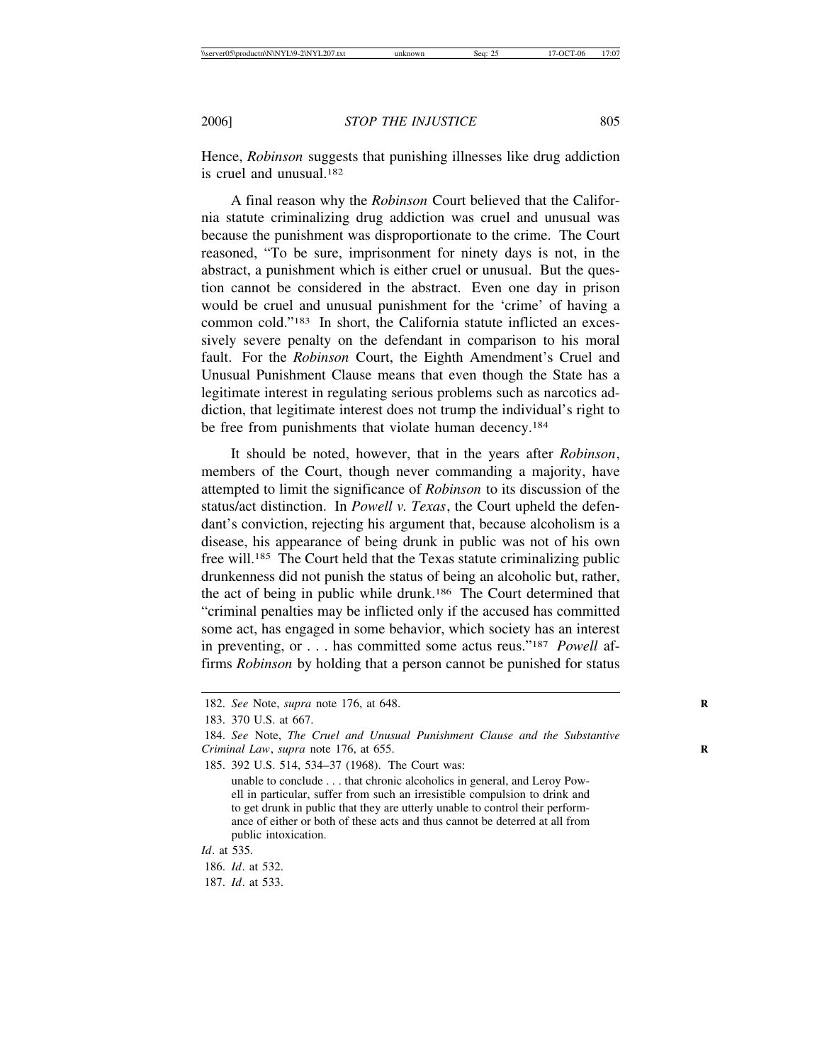Hence, *Robinson* suggests that punishing illnesses like drug addiction is cruel and unusual.[182]

A final reason why the *Robinson* Court believed that the California statute criminalizing drug addiction was cruel and unusual was because the punishment was disproportionate to the crime. The Court reasoned, "To be sure, imprisonment for ninety days is not, in the abstract, a punishment which is either cruel or unusual. But the question cannot be considered in the abstract. Even one day in prison would be cruel and unusual punishment for the 'crime' of having a common cold."[183] In short, the California statute inflicted an excessively severe penalty on the defendant in comparison to his moral fault. For the *Robinson* Court, the Eighth Amendment's Cruel and Unusual Punishment Clause means that even though the State has a legitimate interest in regulating serious problems such as narcotics addiction, that legitimate interest does not trump the individual's right to be free from punishments that violate human decency.[184]

It should be noted, however, that in the years after *Robinson*, members of the Court, though never commanding a majority, have attempted to limit the significance of *Robinson* to its discussion of the status/act distinction. In *Powell v. Texas*, the Court upheld the defendant's conviction, rejecting his argument that, because alcoholism is a disease, his appearance of being drunk in public was not of his own free will.[185] The Court held that the Texas statute criminalizing public drunkenness did not punish the status of being an alcoholic but, rather, the act of being in public while drunk.[186] The Court determined that "criminal penalties may be inflicted only if the accused has committed some act, has engaged in some behavior, which society has an interest in preventing, or . . . has committed some actus reus."[187] *Powell* affirms *Robinson* by holding that a person cannot be punished for status

---

182. *See* Note, *supra* note 176, at 648.

183. 370 U.S. at 667.

184. *See* Note, *The Cruel and Unusual Punishment Clause and the Substantive Criminal Law*, *supra* note 176, at 655.

185. 392 U.S. 514, 534–37 (1968). The Court was:

> unable to conclude . . . that chronic alcoholics in general, and Leroy Powell in particular, suffer from such an irresistible compulsion to drink and to get drunk in public that they are utterly unable to control their performance of either or both of these acts and thus cannot be deterred at all from public intoxication.

*Id*. at 535.

186. *Id*. at 532.

187. *Id*. at 533.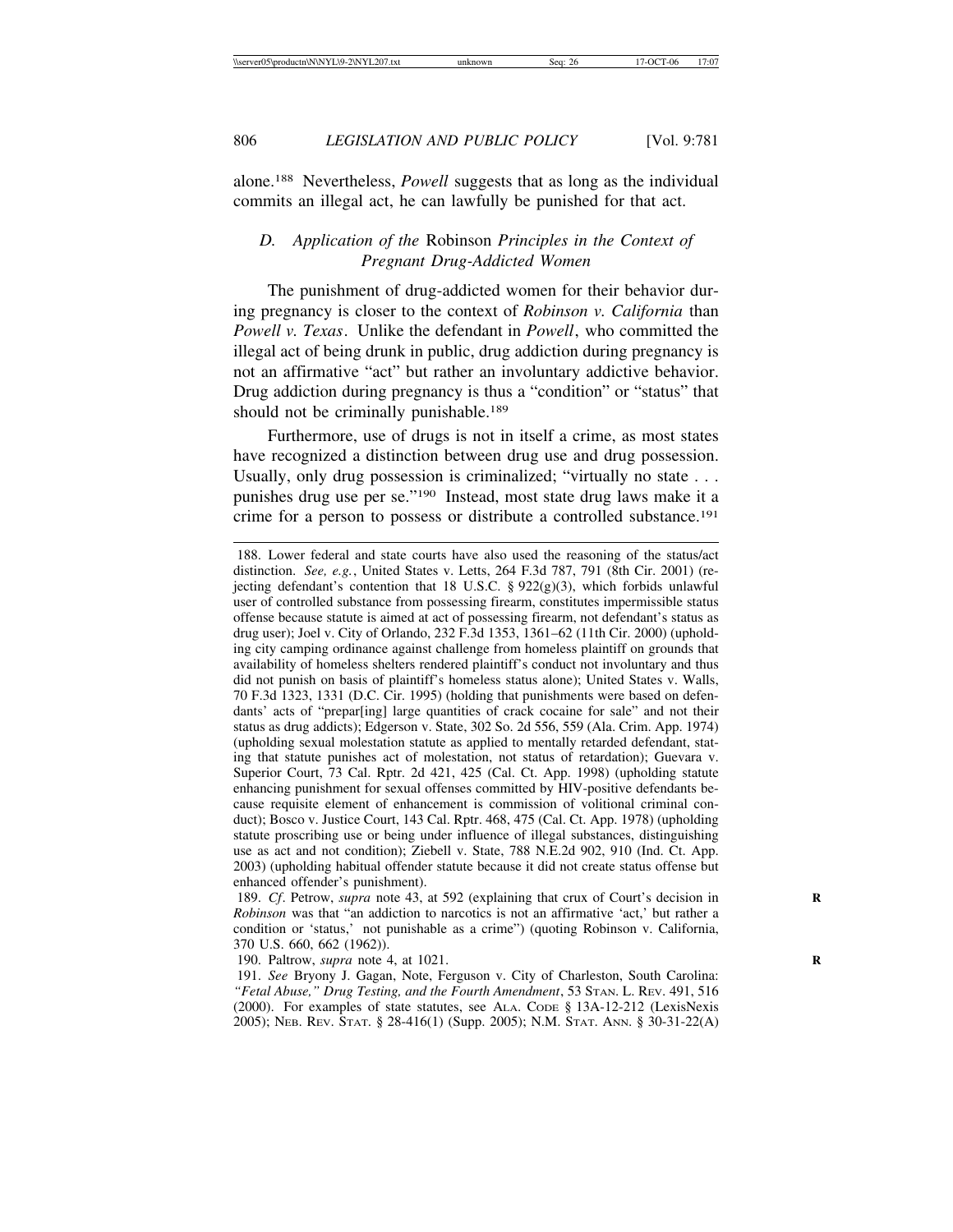alone.[188] Nevertheless, *Powell* suggests that as long as the individual commits an illegal act, he can lawfully be punished for that act.

### D. Application of the *Robinson* Principles in the Context of Pregnant Drug-Addicted Women

The punishment of drug-addicted women for their behavior during pregnancy is closer to the context of *Robinson v. California* than *Powell v. Texas*. Unlike the defendant in *Powell*, who committed the illegal act of being drunk in public, drug addiction during pregnancy is not an affirmative "act" but rather an involuntary addictive behavior. Drug addiction during pregnancy is thus a "condition" or "status" that should not be criminally punishable.[189]

Furthermore, use of drugs is not in itself a crime, as most states have recognized a distinction between drug use and drug possession. Usually, only drug possession is criminalized; "virtually no state . . . punishes drug use per se."[190] Instead, most state drug laws make it a crime for a person to possess or distribute a controlled substance.[191]

---

188. Lower federal and state courts have also used the reasoning of the status/act distinction. *See, e.g.*, United States v. Letts, 264 F.3d 787, 791 (8th Cir. 2001) (rejecting defendant's contention that 18 U.S.C. § 922(g)(3), which forbids unlawful user of controlled substance from possessing firearm, constitutes impermissible status offense because statute is aimed at act of possessing firearm, not defendant's status as drug user); Joel v. City of Orlando, 232 F.3d 1353, 1361–62 (11th Cir. 2000) (upholding city camping ordinance against challenge from homeless plaintiff on grounds that availability of homeless shelters rendered plaintiff's conduct not involuntary and thus did not punish on basis of plaintiff's homeless status alone); United States v. Walls, 70 F.3d 1323, 1331 (D.C. Cir. 1995) (holding that punishments were based on defendants' acts of "prepar[ing] large quantities of crack cocaine for sale" and not their status as drug addicts); Edgerson v. State, 302 So. 2d 556, 559 (Ala. Crim. App. 1974) (upholding sexual molestation statute as applied to mentally retarded defendant, stating that statute punishes act of molestation, not status of retardation); Guevara v. Superior Court, 73 Cal. Rptr. 2d 421, 425 (Cal. Ct. App. 1998) (upholding statute enhancing punishment for sexual offenses committed by HIV-positive defendants because requisite element of enhancement is commission of volitional criminal conduct); Bosco v. Justice Court, 143 Cal. Rptr. 468, 475 (Cal. Ct. App. 1978) (upholding statute proscribing use or being under influence of illegal substances, distinguishing use as act and not condition); Ziebell v. State, 788 N.E.2d 902, 910 (Ind. Ct. App. 2003) (upholding habitual offender statute because it did not create status offense but enhanced offender's punishment).

189. *Cf*. Petrow, *supra* note 43, at 592 (explaining that crux of Court's decision in *Robinson* was that "an addiction to narcotics is not an affirmative 'act,' but rather a condition or 'status,' not punishable as a crime") (quoting Robinson v. California, 370 U.S. 660, 662 (1962)).

190. Paltrow, *supra* note 4, at 1021.

191. *See* Bryony J. Gagan, Note, Ferguson v. City of Charleston, South Carolina: *"Fetal Abuse," Drug Testing, and the Fourth Amendment*, 53 STAN. L. REV. 491, 516 (2000). For examples of state statutes, see ALA. CODE § 13A-12-212 (LexisNexis 2005); NEB. REV. STAT. § 28-416(1) (Supp. 2005); N.M. STAT. ANN. § 30-31-22(A)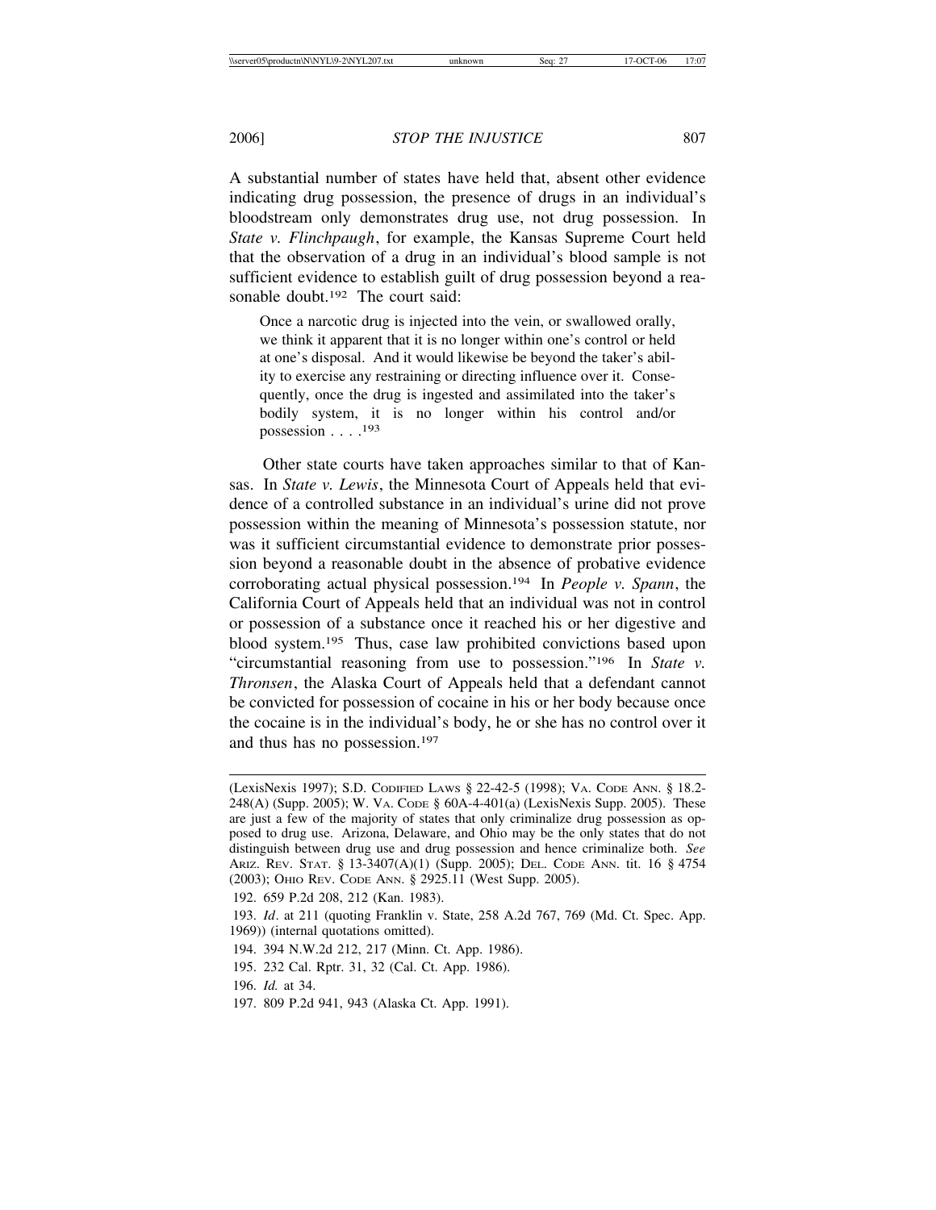A substantial number of states have held that, absent other evidence indicating drug possession, the presence of drugs in an individual's bloodstream only demonstrates drug use, not drug possession. In *State v. Flinchpaugh*, for example, the Kansas Supreme Court held that the observation of a drug in an individual's blood sample is not sufficient evidence to establish guilt of drug possession beyond a reasonable doubt.[192] The court said:

> Once a narcotic drug is injected into the vein, or swallowed orally, we think it apparent that it is no longer within one's control or held at one's disposal. And it would likewise be beyond the taker's ability to exercise any restraining or directing influence over it. Consequently, once the drug is ingested and assimilated into the taker's bodily system, it is no longer within his control and/or possession . . . .[193]

Other state courts have taken approaches similar to that of Kansas. In *State v. Lewis*, the Minnesota Court of Appeals held that evidence of a controlled substance in an individual's urine did not prove possession within the meaning of Minnesota's possession statute, nor was it sufficient circumstantial evidence to demonstrate prior possession beyond a reasonable doubt in the absence of probative evidence corroborating actual physical possession.[194] In *People v. Spann*, the California Court of Appeals held that an individual was not in control or possession of a substance once it reached his or her digestive and blood system.[195] Thus, case law prohibited convictions based upon "circumstantial reasoning from use to possession."[196] In *State v. Thronsen*, the Alaska Court of Appeals held that a defendant cannot be convicted for possession of cocaine in his or her body because once the cocaine is in the individual's body, he or she has no control over it and thus has no possession.[197]

---

(LexisNexis 1997); S.D. Codified Laws § 22-42-5 (1998); Va. Code Ann. § 18.2-248(A) (Supp. 2005); W. Va. Code § 60A-4-401(a) (LexisNexis Supp. 2005). These are just a few of the majority of states that only criminalize drug possession as opposed to drug use. Arizona, Delaware, and Ohio may be the only states that do not distinguish between drug use and drug possession and hence criminalize both. *See* Ariz. Rev. Stat. § 13-3407(A)(1) (Supp. 2005); Del. Code Ann. tit. 16 § 4754 (2003); Ohio Rev. Code Ann. § 2925.11 (West Supp. 2005).

192. 659 P.2d 208, 212 (Kan. 1983).

193. *Id*. at 211 (quoting Franklin v. State, 258 A.2d 767, 769 (Md. Ct. Spec. App. 1969)) (internal quotations omitted).

194. 394 N.W.2d 212, 217 (Minn. Ct. App. 1986).

195. 232 Cal. Rptr. 31, 32 (Cal. Ct. App. 1986).

196. *Id.* at 34.

197. 809 P.2d 941, 943 (Alaska Ct. App. 1991).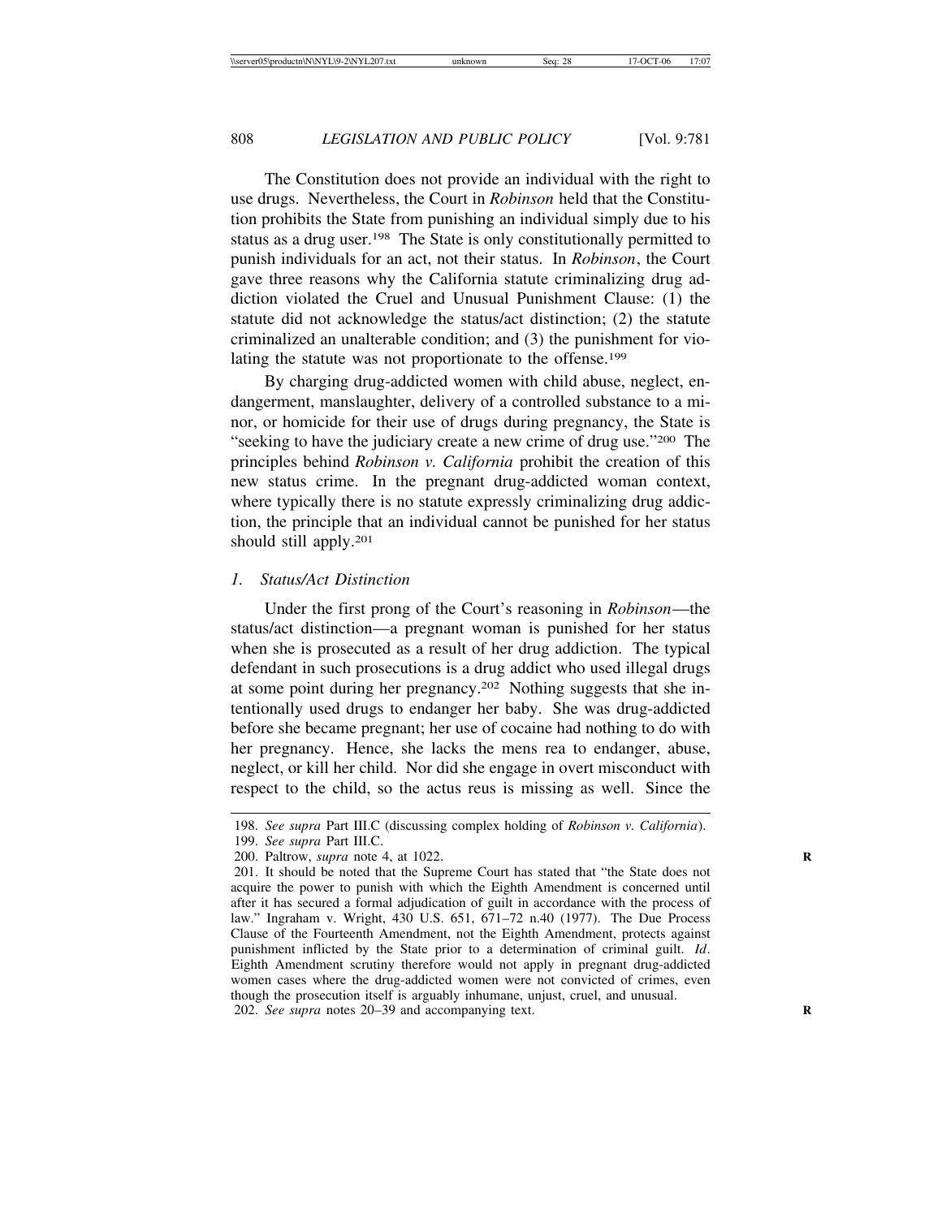The Constitution does not provide an individual with the right to use drugs. Nevertheless, the Court in *Robinson* held that the Constitution prohibits the State from punishing an individual simply due to his status as a drug user.[198] The State is only constitutionally permitted to punish individuals for an act, not their status. In *Robinson*, the Court gave three reasons why the California statute criminalizing drug addiction violated the Cruel and Unusual Punishment Clause: (1) the statute did not acknowledge the status/act distinction; (2) the statute criminalized an unalterable condition; and (3) the punishment for violating the statute was not proportionate to the offense.[199]

By charging drug-addicted women with child abuse, neglect, endangerment, manslaughter, delivery of a controlled substance to a minor, or homicide for their use of drugs during pregnancy, the State is "seeking to have the judiciary create a new crime of drug use."[200] The principles behind *Robinson v. California* prohibit the creation of this new status crime. In the pregnant drug-addicted woman context, where typically there is no statute expressly criminalizing drug addiction, the principle that an individual cannot be punished for her status should still apply.[201]

### *1. Status/Act Distinction*

Under the first prong of the Court's reasoning in *Robinson*—the status/act distinction—a pregnant woman is punished for her status when she is prosecuted as a result of her drug addiction. The typical defendant in such prosecutions is a drug addict who used illegal drugs at some point during her pregnancy.[202] Nothing suggests that she intentionally used drugs to endanger her baby. She was drug-addicted before she became pregnant; her use of cocaine had nothing to do with her pregnancy. Hence, she lacks the mens rea to endanger, abuse, neglect, or kill her child. Nor did she engage in overt misconduct with respect to the child, so the actus reus is missing as well. Since the

---

198. *See supra* Part III.C (discussing complex holding of *Robinson v. California*).

199. *See supra* Part III.C.

200. Paltrow, *supra* note 4, at 1022.

201. It should be noted that the Supreme Court has stated that "the State does not acquire the power to punish with which the Eighth Amendment is concerned until after it has secured a formal adjudication of guilt in accordance with the process of law." Ingraham v. Wright, 430 U.S. 651, 671–72 n.40 (1977). The Due Process Clause of the Fourteenth Amendment, not the Eighth Amendment, protects against punishment inflicted by the State prior to a determination of criminal guilt. *Id*. Eighth Amendment scrutiny therefore would not apply in pregnant drug-addicted women cases where the drug-addicted women were not convicted of crimes, even though the prosecution itself is arguably inhumane, unjust, cruel, and unusual.

202. *See supra* notes 20–39 and accompanying text.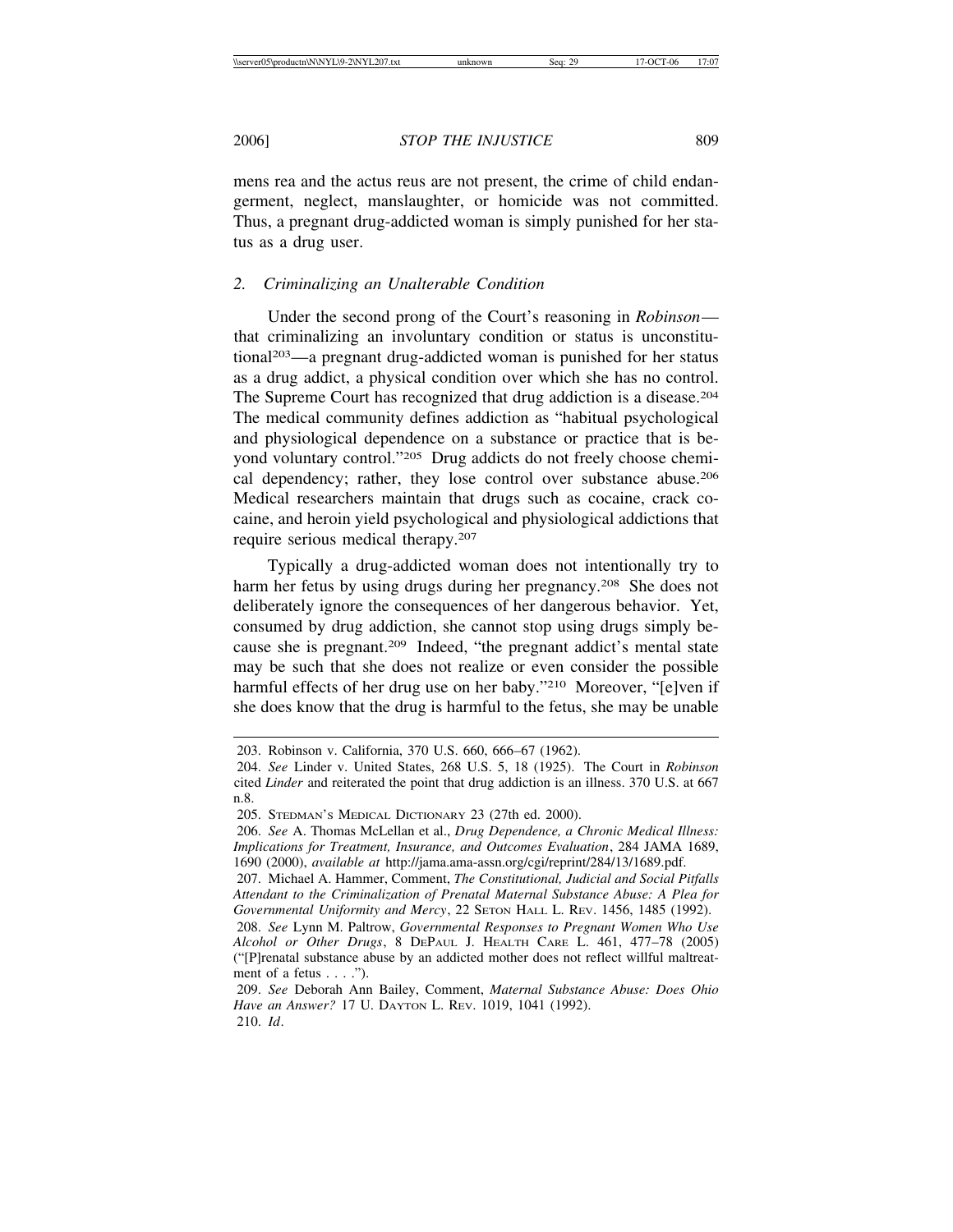mens rea and the actus reus are not present, the crime of child endangerment, neglect, manslaughter, or homicide was not committed. Thus, a pregnant drug-addicted woman is simply punished for her status as a drug user.

### 2. *Criminalizing an Unalterable Condition*

Under the second prong of the Court's reasoning in *Robinson*—that criminalizing an involuntary condition or status is unconstitutional[203]—a pregnant drug-addicted woman is punished for her status as a drug addict, a physical condition over which she has no control. The Supreme Court has recognized that drug addiction is a disease.[204] The medical community defines addiction as "habitual psychological and physiological dependence on a substance or practice that is beyond voluntary control."[205] Drug addicts do not freely choose chemical dependency; rather, they lose control over substance abuse.[206] Medical researchers maintain that drugs such as cocaine, crack cocaine, and heroin yield psychological and physiological addictions that require serious medical therapy.[207]

Typically a drug-addicted woman does not intentionally try to harm her fetus by using drugs during her pregnancy.[208] She does not deliberately ignore the consequences of her dangerous behavior. Yet, consumed by drug addiction, she cannot stop using drugs simply because she is pregnant.[209] Indeed, "the pregnant addict's mental state may be such that she does not realize or even consider the possible harmful effects of her drug use on her baby."[210] Moreover, "[e]ven if she does know that the drug is harmful to the fetus, she may be unable

---

203. Robinson v. California, 370 U.S. 660, 666–67 (1962).

204. *See* Linder v. United States, 268 U.S. 5, 18 (1925). The Court in *Robinson* cited *Linder* and reiterated the point that drug addiction is an illness. 370 U.S. at 667 n.8.

205. Stedman's Medical Dictionary 23 (27th ed. 2000).

206. *See* A. Thomas McLellan et al., *Drug Dependence, a Chronic Medical Illness: Implications for Treatment, Insurance, and Outcomes Evaluation*, 284 JAMA 1689, 1690 (2000), *available at* http://jama.ama-assn.org/cgi/reprint/284/13/1689.pdf.

207. Michael A. Hammer, Comment, *The Constitutional, Judicial and Social Pitfalls Attendant to the Criminalization of Prenatal Maternal Substance Abuse: A Plea for Governmental Uniformity and Mercy*, 22 Seton Hall L. Rev. 1456, 1485 (1992).

208. *See* Lynn M. Paltrow, *Governmental Responses to Pregnant Women Who Use Alcohol or Other Drugs*, 8 DePaul J. Health Care L. 461, 477–78 (2005) ("[P]renatal substance abuse by an addicted mother does not reflect willful maltreatment of a fetus . . . .").

209. *See* Deborah Ann Bailey, Comment, *Maternal Substance Abuse: Does Ohio Have an Answer?* 17 U. Dayton L. Rev. 1019, 1041 (1992).

210. *Id*.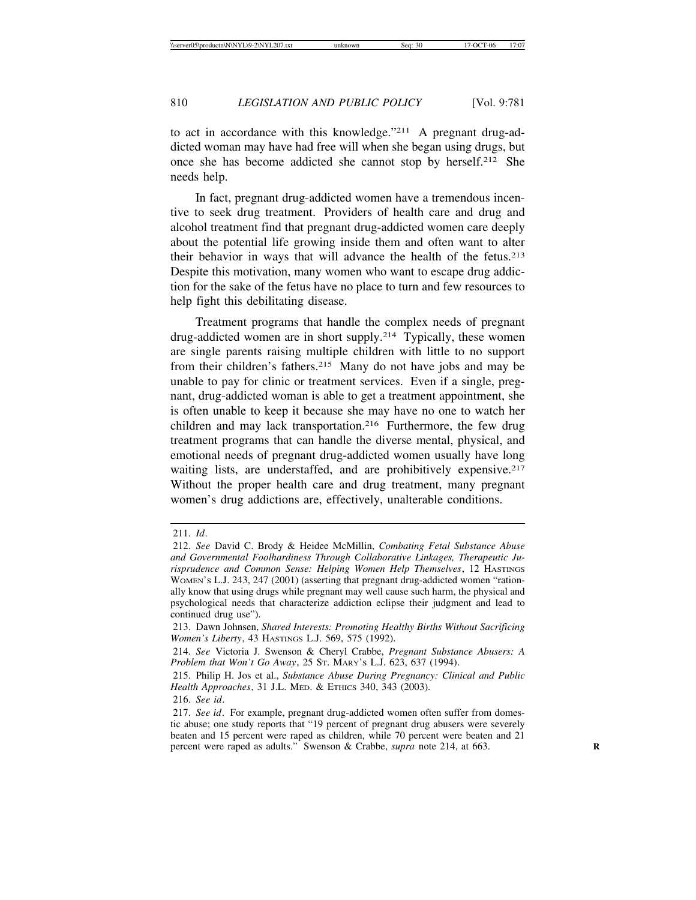to act in accordance with this knowledge."[211] A pregnant drug-addicted woman may have had free will when she began using drugs, but once she has become addicted she cannot stop by herself.[212] She needs help.

In fact, pregnant drug-addicted women have a tremendous incentive to seek drug treatment. Providers of health care and drug and alcohol treatment find that pregnant drug-addicted women care deeply about the potential life growing inside them and often want to alter their behavior in ways that will advance the health of the fetus.[213] Despite this motivation, many women who want to escape drug addiction for the sake of the fetus have no place to turn and few resources to help fight this debilitating disease.

Treatment programs that handle the complex needs of pregnant drug-addicted women are in short supply.[214] Typically, these women are single parents raising multiple children with little to no support from their children's fathers.[215] Many do not have jobs and may be unable to pay for clinic or treatment services. Even if a single, pregnant, drug-addicted woman is able to get a treatment appointment, she is often unable to keep it because she may have no one to watch her children and may lack transportation.[216] Furthermore, the few drug treatment programs that can handle the diverse mental, physical, and emotional needs of pregnant drug-addicted women usually have long waiting lists, are understaffed, and are prohibitively expensive.[217] Without the proper health care and drug treatment, many pregnant women's drug addictions are, effectively, unalterable conditions.

---

211. *Id*.

212. *See* David C. Brody & Heidee McMillin, *Combating Fetal Substance Abuse and Governmental Foolhardiness Through Collaborative Linkages, Therapeutic Jurisprudence and Common Sense: Helping Women Help Themselves*, 12 HASTINGS WOMEN'S L.J. 243, 247 (2001) (asserting that pregnant drug-addicted women "rationally know that using drugs while pregnant may well cause such harm, the physical and psychological needs that characterize addiction eclipse their judgment and lead to continued drug use").

213. Dawn Johnsen, *Shared Interests: Promoting Healthy Births Without Sacrificing Women's Liberty*, 43 HASTINGS L.J. 569, 575 (1992).

214. *See* Victoria J. Swenson & Cheryl Crabbe, *Pregnant Substance Abusers: A Problem that Won't Go Away*, 25 ST. MARY'S L.J. 623, 637 (1994).

215. Philip H. Jos et al., *Substance Abuse During Pregnancy: Clinical and Public Health Approaches*, 31 J.L. MED. & ETHICS 340, 343 (2003).

216. *See id*.

217. *See id*. For example, pregnant drug-addicted women often suffer from domestic abuse; one study reports that "19 percent of pregnant drug abusers were severely beaten and 15 percent were raped as children, while 70 percent were beaten and 21 percent were raped as adults." Swenson & Crabbe, *supra* note 214, at 663.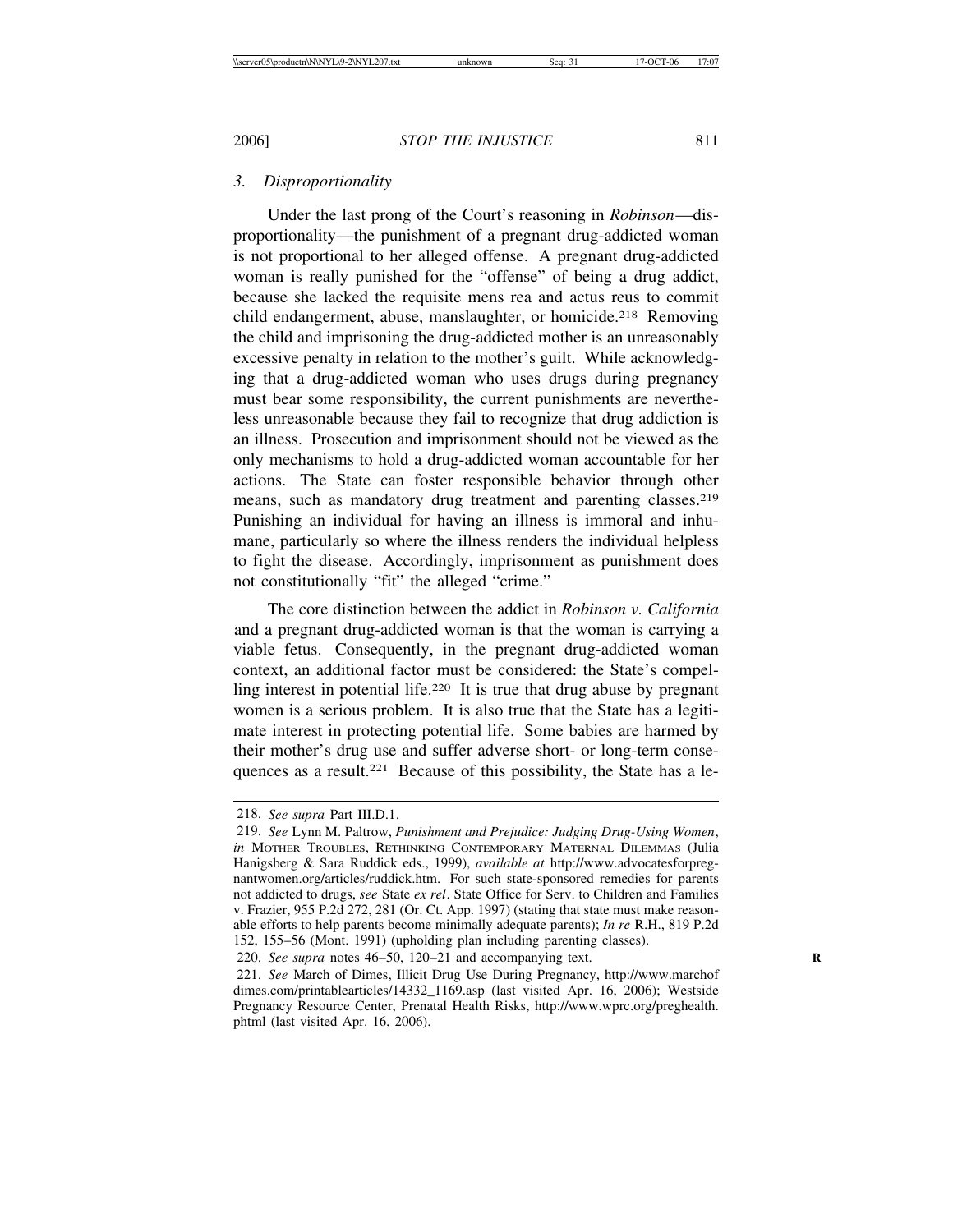### 3. *Disproportionality*

Under the last prong of the Court's reasoning in *Robinson*—disproportionality—the punishment of a pregnant drug-addicted woman is not proportional to her alleged offense. A pregnant drug-addicted woman is really punished for the "offense" of being a drug addict, because she lacked the requisite mens rea and actus reus to commit child endangerment, abuse, manslaughter, or homicide.[218] Removing the child and imprisoning the drug-addicted mother is an unreasonably excessive penalty in relation to the mother's guilt. While acknowledging that a drug-addicted woman who uses drugs during pregnancy must bear some responsibility, the current punishments are nevertheless unreasonable because they fail to recognize that drug addiction is an illness. Prosecution and imprisonment should not be viewed as the only mechanisms to hold a drug-addicted woman accountable for her actions. The State can foster responsible behavior through other means, such as mandatory drug treatment and parenting classes.[219] Punishing an individual for having an illness is immoral and inhumane, particularly so where the illness renders the individual helpless to fight the disease. Accordingly, imprisonment as punishment does not constitutionally "fit" the alleged "crime."

The core distinction between the addict in *Robinson v. California* and a pregnant drug-addicted woman is that the woman is carrying a viable fetus. Consequently, in the pregnant drug-addicted woman context, an additional factor must be considered: the State's compelling interest in potential life.[220] It is true that drug abuse by pregnant women is a serious problem. It is also true that the State has a legitimate interest in protecting potential life. Some babies are harmed by their mother's drug use and suffer adverse short- or long-term consequences as a result.[221] Because of this possibility, the State has a le-

---

218. *See supra* Part III.D.1.

219. *See* Lynn M. Paltrow, *Punishment and Prejudice: Judging Drug-Using Women*, *in* MOTHER TROUBLES, RETHINKING CONTEMPORARY MATERNAL DILEMMAS (Julia Hanigsberg & Sara Ruddick eds., 1999), *available at* http://www.advocatesforpregnantwomen.org/articles/ruddick.htm. For such state-sponsored remedies for parents not addicted to drugs, *see* State *ex rel*. State Office for Serv. to Children and Families v. Frazier, 955 P.2d 272, 281 (Or. Ct. App. 1997) (stating that state must make reasonable efforts to help parents become minimally adequate parents); *In re* R.H., 819 P.2d 152, 155–56 (Mont. 1991) (upholding plan including parenting classes).

220. *See supra* notes 46–50, 120–21 and accompanying text.

221. *See* March of Dimes, Illicit Drug Use During Pregnancy, http://www.marchofdimes.com/printablearticles/14332_1169.asp (last visited Apr. 16, 2006); Westside Pregnancy Resource Center, Prenatal Health Risks, http://www.wprc.org/preghealth.phtml (last visited Apr. 16, 2006).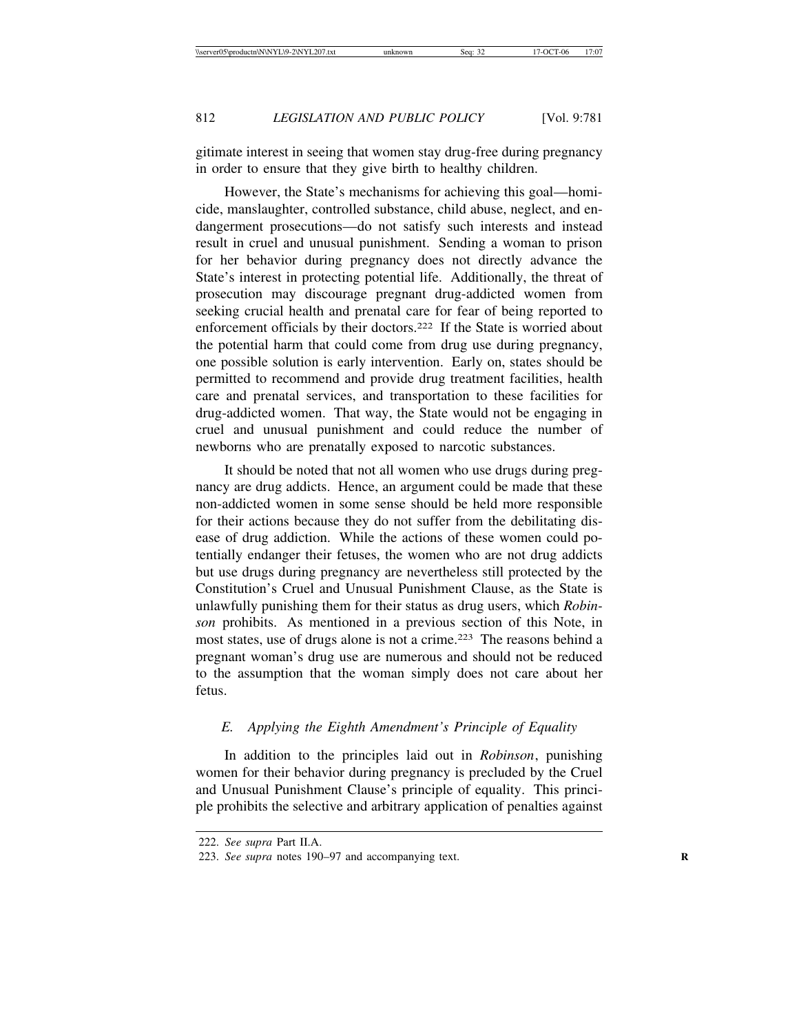gitimate interest in seeing that women stay drug-free during pregnancy in order to ensure that they give birth to healthy children.

However, the State's mechanisms for achieving this goal—homicide, manslaughter, controlled substance, child abuse, neglect, and endangerment prosecutions—do not satisfy such interests and instead result in cruel and unusual punishment. Sending a woman to prison for her behavior during pregnancy does not directly advance the State's interest in protecting potential life. Additionally, the threat of prosecution may discourage pregnant drug-addicted women from seeking crucial health and prenatal care for fear of being reported to enforcement officials by their doctors.[222] If the State is worried about the potential harm that could come from drug use during pregnancy, one possible solution is early intervention. Early on, states should be permitted to recommend and provide drug treatment facilities, health care and prenatal services, and transportation to these facilities for drug-addicted women. That way, the State would not be engaging in cruel and unusual punishment and could reduce the number of newborns who are prenatally exposed to narcotic substances.

It should be noted that not all women who use drugs during pregnancy are drug addicts. Hence, an argument could be made that these non-addicted women in some sense should be held more responsible for their actions because they do not suffer from the debilitating disease of drug addiction. While the actions of these women could potentially endanger their fetuses, the women who are not drug addicts but use drugs during pregnancy are nevertheless still protected by the Constitution's Cruel and Unusual Punishment Clause, as the State is unlawfully punishing them for their status as drug users, which *Robinson* prohibits. As mentioned in a previous section of this Note, in most states, use of drugs alone is not a crime.[223] The reasons behind a pregnant woman's drug use are numerous and should not be reduced to the assumption that the woman simply does not care about her fetus.

### *E. Applying the Eighth Amendment's Principle of Equality*

In addition to the principles laid out in *Robinson*, punishing women for their behavior during pregnancy is precluded by the Cruel and Unusual Punishment Clause's principle of equality. This principle prohibits the selective and arbitrary application of penalties against

---

222. *See supra* Part II.A.

223. *See supra* notes 190–97 and accompanying text.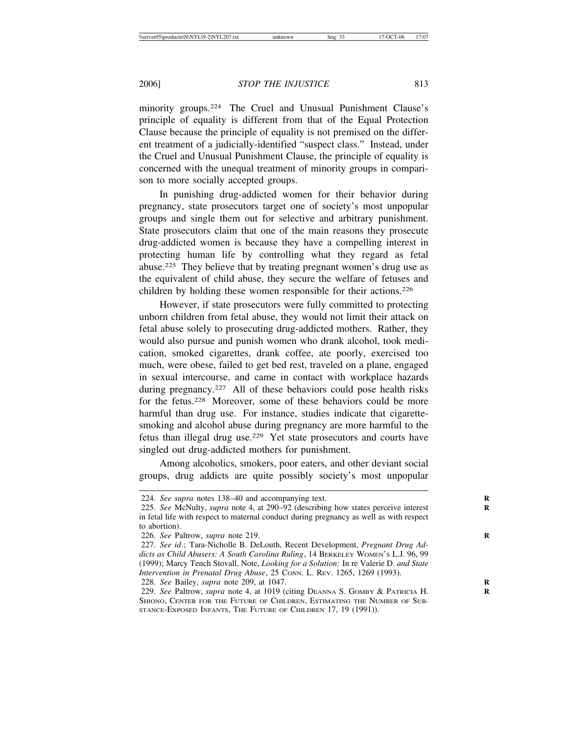minority groups.[224] The Cruel and Unusual Punishment Clause's principle of equality is different from that of the Equal Protection Clause because the principle of equality is not premised on the different treatment of a judicially-identified "suspect class." Instead, under the Cruel and Unusual Punishment Clause, the principle of equality is concerned with the unequal treatment of minority groups in comparison to more socially accepted groups.

In punishing drug-addicted women for their behavior during pregnancy, state prosecutors target one of society's most unpopular groups and single them out for selective and arbitrary punishment. State prosecutors claim that one of the main reasons they prosecute drug-addicted women is because they have a compelling interest in protecting human life by controlling what they regard as fetal abuse.[225] They believe that by treating pregnant women's drug use as the equivalent of child abuse, they secure the welfare of fetuses and children by holding these women responsible for their actions.[226]

However, if state prosecutors were fully committed to protecting unborn children from fetal abuse, they would not limit their attack on fetal abuse solely to prosecuting drug-addicted mothers. Rather, they would also pursue and punish women who drank alcohol, took medication, smoked cigarettes, drank coffee, ate poorly, exercised too much, were obese, failed to get bed rest, traveled on a plane, engaged in sexual intercourse, and came in contact with workplace hazards during pregnancy.[227] All of these behaviors could pose health risks for the fetus.[228] Moreover, some of these behaviors could be more harmful than drug use. For instance, studies indicate that cigarette-smoking and alcohol abuse during pregnancy are more harmful to the fetus than illegal drug use.[229] Yet state prosecutors and courts have singled out drug-addicted mothers for punishment.

Among alcoholics, smokers, poor eaters, and other deviant social groups, drug addicts are quite possibly society's most unpopular

---

224. *See supra* notes 138–40 and accompanying text.

225. *See* McNulty, *supra* note 4, at 290–92 (describing how states perceive interest in fetal life with respect to maternal conduct during pregnancy as well as with respect to abortion).

226. *See* Paltrow, *supra* note 219.

227. *See id*.; Tara-Nicholle B. DeLouth, Recent Development, *Pregnant Drug Addicts as Child Abusers: A South Carolina Ruling*, 14 BERKELEY WOMEN'S L.J. 96, 99 (1999); Marcy Tench Stovall, Note, *Looking for a Solution:* In re Valerie D. *and State Intervention in Prenatal Drug Abuse*, 25 CONN. L. REV. 1265, 1269 (1993).

228. *See* Bailey, *supra* note 209, at 1047.

229. *See* Paltrow, *supra* note 4, at 1019 (citing DEANNA S. GOMBY & PATRICIA H. SHIONO, CENTER FOR THE FUTURE OF CHILDREN, ESTIMATING THE NUMBER OF SUBSTANCE-EXPOSED INFANTS, THE FUTURE OF CHILDREN 17, 19 (1991)).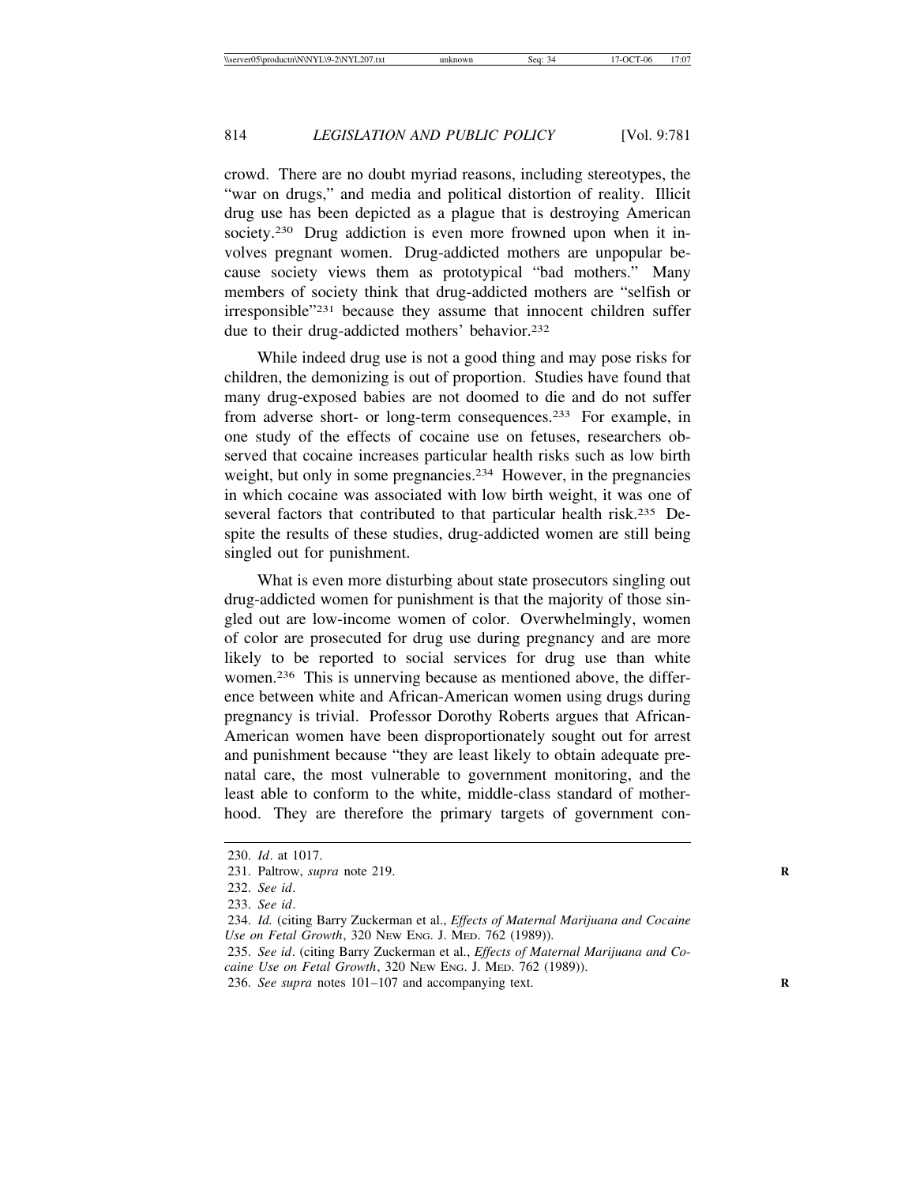crowd. There are no doubt myriad reasons, including stereotypes, the "war on drugs," and media and political distortion of reality. Illicit drug use has been depicted as a plague that is destroying American society.[230] Drug addiction is even more frowned upon when it involves pregnant women. Drug-addicted mothers are unpopular because society views them as prototypical "bad mothers." Many members of society think that drug-addicted mothers are "selfish or irresponsible"[231] because they assume that innocent children suffer due to their drug-addicted mothers' behavior.[232]

While indeed drug use is not a good thing and may pose risks for children, the demonizing is out of proportion. Studies have found that many drug-exposed babies are not doomed to die and do not suffer from adverse short- or long-term consequences.[233] For example, in one study of the effects of cocaine use on fetuses, researchers observed that cocaine increases particular health risks such as low birth weight, but only in some pregnancies.[234] However, in the pregnancies in which cocaine was associated with low birth weight, it was one of several factors that contributed to that particular health risk.[235] Despite the results of these studies, drug-addicted women are still being singled out for punishment.

What is even more disturbing about state prosecutors singling out drug-addicted women for punishment is that the majority of those singled out are low-income women of color. Overwhelmingly, women of color are prosecuted for drug use during pregnancy and are more likely to be reported to social services for drug use than white women.[236] This is unnerving because as mentioned above, the difference between white and African-American women using drugs during pregnancy is trivial. Professor Dorothy Roberts argues that African-American women have been disproportionately sought out for arrest and punishment because "they are least likely to obtain adequate prenatal care, the most vulnerable to government monitoring, and the least able to conform to the white, middle-class standard of motherhood. They are therefore the primary targets of government con-

---

230. *Id*. at 1017.

231. Paltrow, *supra* note 219.

232. *See id*.

233. *See id*.

234. *Id.* (citing Barry Zuckerman et al., *Effects of Maternal Marijuana and Cocaine Use on Fetal Growth*, 320 NEW ENG. J. MED. 762 (1989)).

235. *See id*. (citing Barry Zuckerman et al., *Effects of Maternal Marijuana and Cocaine Use on Fetal Growth*, 320 NEW ENG. J. MED. 762 (1989)).

236. *See supra* notes 101–107 and accompanying text.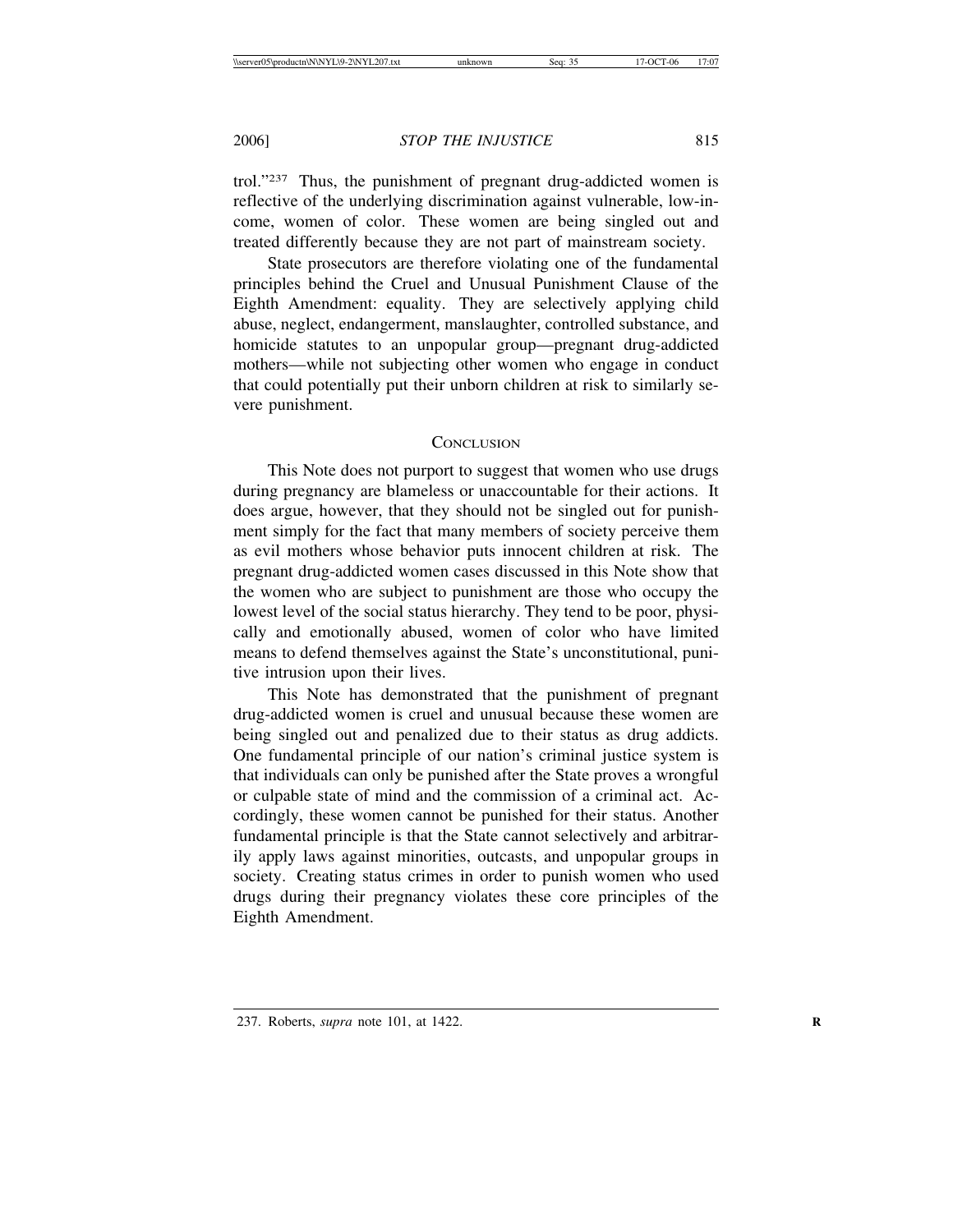trol."[237] Thus, the punishment of pregnant drug-addicted women is reflective of the underlying discrimination against vulnerable, low-income, women of color. These women are being singled out and treated differently because they are not part of mainstream society.

State prosecutors are therefore violating one of the fundamental principles behind the Cruel and Unusual Punishment Clause of the Eighth Amendment: equality. They are selectively applying child abuse, neglect, endangerment, manslaughter, controlled substance, and homicide statutes to an unpopular group—pregnant drug-addicted mothers—while not subjecting other women who engage in conduct that could potentially put their unborn children at risk to similarly severe punishment.

## CONCLUSION

This Note does not purport to suggest that women who use drugs during pregnancy are blameless or unaccountable for their actions. It does argue, however, that they should not be singled out for punishment simply for the fact that many members of society perceive them as evil mothers whose behavior puts innocent children at risk. The pregnant drug-addicted women cases discussed in this Note show that the women who are subject to punishment are those who occupy the lowest level of the social status hierarchy. They tend to be poor, physically and emotionally abused, women of color who have limited means to defend themselves against the State's unconstitutional, punitive intrusion upon their lives.

This Note has demonstrated that the punishment of pregnant drug-addicted women is cruel and unusual because these women are being singled out and penalized due to their status as drug addicts. One fundamental principle of our nation's criminal justice system is that individuals can only be punished after the State proves a wrongful or culpable state of mind and the commission of a criminal act. Accordingly, these women cannot be punished for their status. Another fundamental principle is that the State cannot selectively and arbitrarily apply laws against minorities, outcasts, and unpopular groups in society. Creating status crimes in order to punish women who used drugs during their pregnancy violates these core principles of the Eighth Amendment.

---

237. Roberts, *supra* note 101, at 1422.